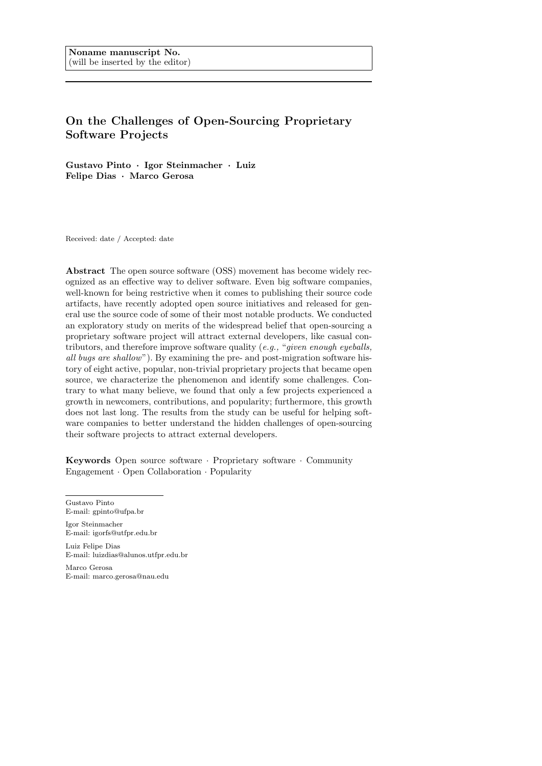Noname manuscript No.
(will be inserted by the editor)

# On the Challenges of Open-Sourcing Proprietary Software Projects

**Gustavo Pinto · Igor Steinmacher · Luiz Felipe Dias · Marco Gerosa**

Received: date / Accepted: date

**Abstract** The open source software (OSS) movement has become widely recognized as an effective way to deliver software. Even big software companies, well-known for being restrictive when it comes to publishing their source code artifacts, have recently adopted open source initiatives and released for general use the source code of some of their most notable products. We conducted an exploratory study on merits of the widespread belief that open-sourcing a proprietary software project will attract external developers, like casual contributors, and therefore improve software quality (*e.g.,* "*given enough eyeballs, all bugs are shallow*"). By examining the pre- and post-migration software history of eight active, popular, non-trivial proprietary projects that became open source, we characterize the phenomenon and identify some challenges. Contrary to what many believe, we found that only a few projects experienced a growth in newcomers, contributions, and popularity; furthermore, this growth does not last long. The results from the study can be useful for helping software companies to better understand the hidden challenges of open-sourcing their software projects to attract external developers.

**Keywords** Open source software · Proprietary software · Community Engagement · Open Collaboration · Popularity

---

Gustavo Pinto
E-mail: gpinto@ufpa.br

Igor Steinmacher
E-mail: igorfs@utfpr.edu.br

Luiz Felipe Dias
E-mail: luizdias@alunos.utfpr.edu.br

Marco Gerosa
E-mail: marco.gerosa@nau.edu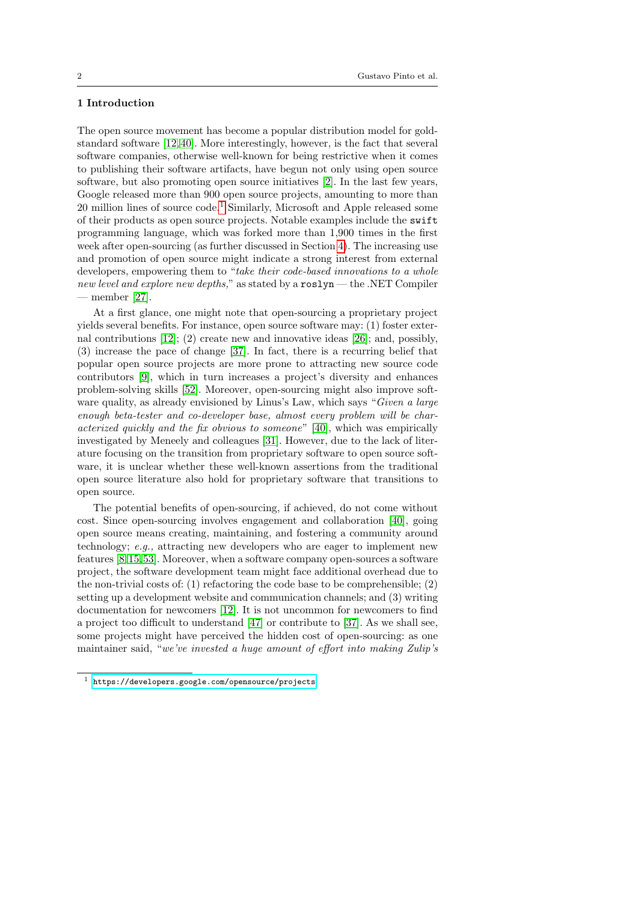## 1 Introduction

The open source movement has become a popular distribution model for gold-standard software [12,40]. More interestingly, however, is the fact that several software companies, otherwise well-known for being restrictive when it comes to publishing their software artifacts, have begun not only using open source software, but also promoting open source initiatives [2]. In the last few years, Google released more than 900 open source projects, amounting to more than 20 million lines of source code.[1] Similarly, Microsoft and Apple released some of their products as open source projects. Notable examples include the `swift` programming language, which was forked more than 1,900 times in the first week after open-sourcing (as further discussed in Section 4). The increasing use and promotion of open source might indicate a strong interest from external developers, empowering them to "*take their code-based innovations to a whole new level and explore new depths,*" as stated by a `roslyn` — the .NET Compiler — member [27].

At a first glance, one might note that open-sourcing a proprietary project yields several benefits. For instance, open source software may: (1) foster external contributions [12]; (2) create new and innovative ideas [26]; and, possibly, (3) increase the pace of change [37]. In fact, there is a recurring belief that popular open source projects are more prone to attracting new source code contributors [9], which in turn increases a project's diversity and enhances problem-solving skills [52]. Moreover, open-sourcing might also improve software quality, as already envisioned by Linus's Law, which says "*Given a large enough beta-tester and co-developer base, almost every problem will be characterized quickly and the fix obvious to someone*" [40], which was empirically investigated by Meneely and colleagues [31]. However, due to the lack of literature focusing on the transition from proprietary software to open source software, it is unclear whether these well-known assertions from the traditional open source literature also hold for proprietary software that transitions to open source.

The potential benefits of open-sourcing, if achieved, do not come without cost. Since open-sourcing involves engagement and collaboration [40], going open source means creating, maintaining, and fostering a community around technology; *e.g.,* attracting new developers who are eager to implement new features [8,15,53]. Moreover, when a software company open-sources a software project, the software development team might face additional overhead due to the non-trivial costs of: (1) refactoring the code base to be comprehensible; (2) setting up a development website and communication channels; and (3) writing documentation for newcomers [12]. It is not uncommon for newcomers to find a project too difficult to understand [47] or contribute to [37]. As we shall see, some projects might have perceived the hidden cost of open-sourcing: as one maintainer said, "*we've invested a huge amount of effort into making Zulip's*

[1] https://developers.google.com/opensource/projects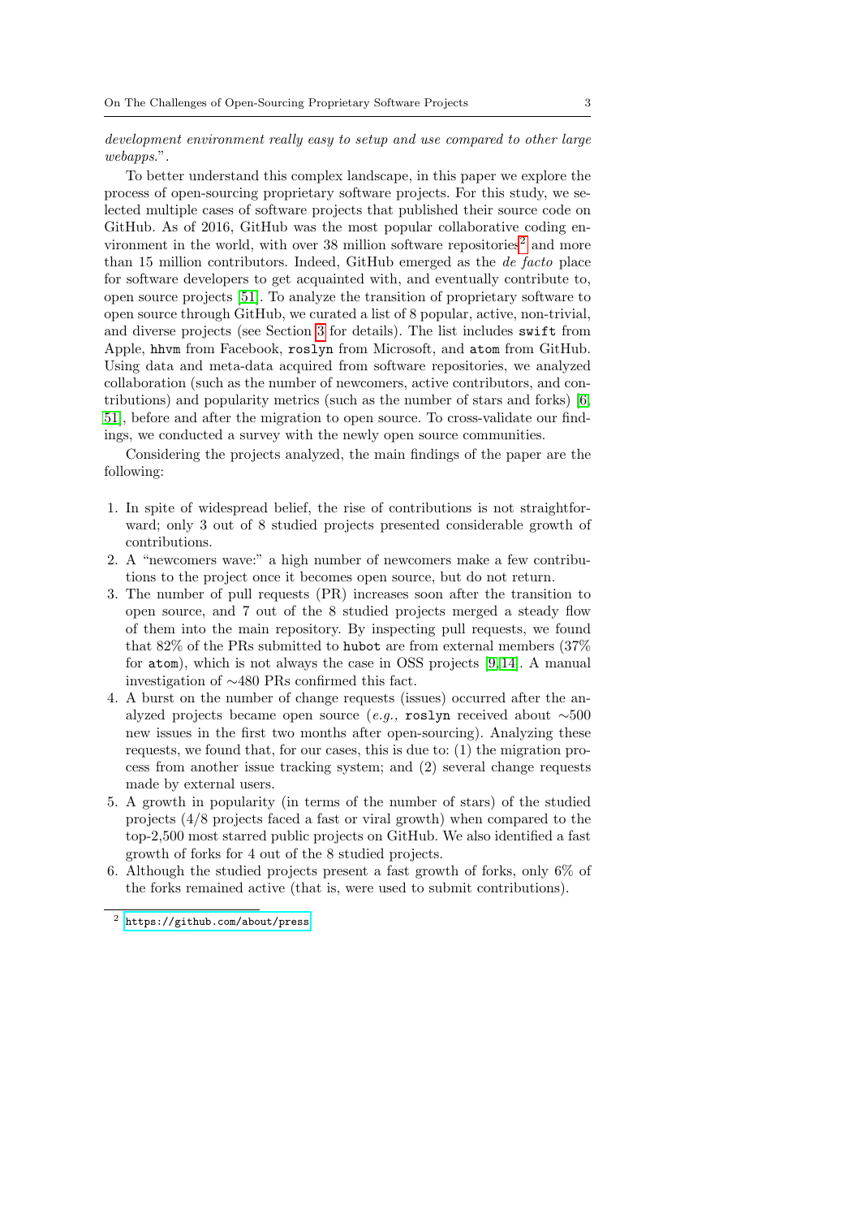*development environment really easy to setup and use compared to other large webapps.*".

To better understand this complex landscape, in this paper we explore the process of open-sourcing proprietary software projects. For this study, we selected multiple cases of software projects that published their source code on GitHub. As of 2016, GitHub was the most popular collaborative coding environment in the world, with over 38 million software repositories[2] and more than 15 million contributors. Indeed, GitHub emerged as the *de facto* place for software developers to get acquainted with, and eventually contribute to, open source projects [51]. To analyze the transition of proprietary software to open source through GitHub, we curated a list of 8 popular, active, non-trivial, and diverse projects (see Section 3 for details). The list includes `swift` from Apple, `hhvm` from Facebook, `roslyn` from Microsoft, and `atom` from GitHub. Using data and meta-data acquired from software repositories, we analyzed collaboration (such as the number of newcomers, active contributors, and contributions) and popularity metrics (such as the number of stars and forks) [6, 51], before and after the migration to open source. To cross-validate our findings, we conducted a survey with the newly open source communities.

Considering the projects analyzed, the main findings of the paper are the following:

1. In spite of widespread belief, the rise of contributions is not straightforward; only 3 out of 8 studied projects presented considerable growth of contributions.
2. A "newcomers wave:" a high number of newcomers make a few contributions to the project once it becomes open source, but do not return.
3. The number of pull requests (PR) increases soon after the transition to open source, and 7 out of the 8 studied projects merged a steady flow of them into the main repository. By inspecting pull requests, we found that 82% of the PRs submitted to `hubot` are from external members (37% for `atom`), which is not always the case in OSS projects [9,14]. A manual investigation of ∼480 PRs confirmed this fact.
4. A burst on the number of change requests (issues) occurred after the analyzed projects became open source (*e.g.,* `roslyn` received about ∼500 new issues in the first two months after open-sourcing). Analyzing these requests, we found that, for our cases, this is due to: (1) the migration process from another issue tracking system; and (2) several change requests made by external users.
5. A growth in popularity (in terms of the number of stars) of the studied projects (4/8 projects faced a fast or viral growth) when compared to the top-2,500 most starred public projects on GitHub. We also identified a fast growth of forks for 4 out of the 8 studied projects.
6. Although the studied projects present a fast growth of forks, only 6% of the forks remained active (that is, were used to submit contributions).

[2] https://github.com/about/press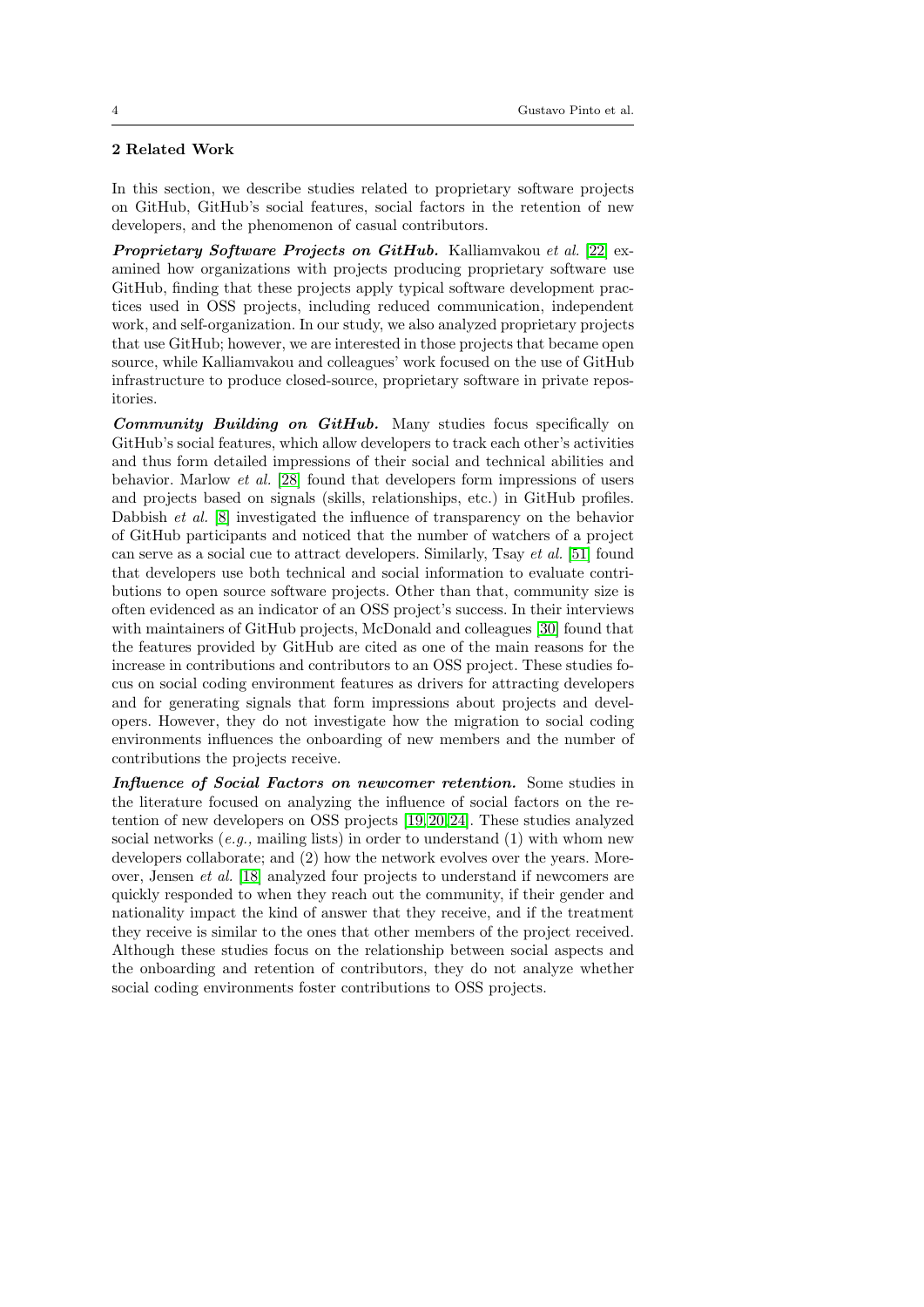## 2 Related Work

In this section, we describe studies related to proprietary software projects on GitHub, GitHub's social features, social factors in the retention of new developers, and the phenomenon of casual contributors.

***Proprietary Software Projects on GitHub.*** Kalliamvakou *et al.* [22] examined how organizations with projects producing proprietary software use GitHub, finding that these projects apply typical software development practices used in OSS projects, including reduced communication, independent work, and self-organization. In our study, we also analyzed proprietary projects that use GitHub; however, we are interested in those projects that became open source, while Kalliamvakou and colleagues' work focused on the use of GitHub infrastructure to produce closed-source, proprietary software in private repositories.

***Community Building on GitHub.*** Many studies focus specifically on GitHub's social features, which allow developers to track each other's activities and thus form detailed impressions of their social and technical abilities and behavior. Marlow *et al.* [28] found that developers form impressions of users and projects based on signals (skills, relationships, etc.) in GitHub profiles. Dabbish *et al.* [8] investigated the influence of transparency on the behavior of GitHub participants and noticed that the number of watchers of a project can serve as a social cue to attract developers. Similarly, Tsay *et al.* [51] found that developers use both technical and social information to evaluate contributions to open source software projects. Other than that, community size is often evidenced as an indicator of an OSS project's success. In their interviews with maintainers of GitHub projects, McDonald and colleagues [30] found that the features provided by GitHub are cited as one of the main reasons for the increase in contributions and contributors to an OSS project. These studies focus on social coding environment features as drivers for attracting developers and for generating signals that form impressions about projects and developers. However, they do not investigate how the migration to social coding environments influences the onboarding of new members and the number of contributions the projects receive.

***Influence of Social Factors on newcomer retention.*** Some studies in the literature focused on analyzing the influence of social factors on the retention of new developers on OSS projects [19, 20, 24]. These studies analyzed social networks (*e.g.,* mailing lists) in order to understand (1) with whom new developers collaborate; and (2) how the network evolves over the years. Moreover, Jensen *et al.* [18] analyzed four projects to understand if newcomers are quickly responded to when they reach out the community, if their gender and nationality impact the kind of answer that they receive, and if the treatment they receive is similar to the ones that other members of the project received. Although these studies focus on the relationship between social aspects and the onboarding and retention of contributors, they do not analyze whether social coding environments foster contributions to OSS projects.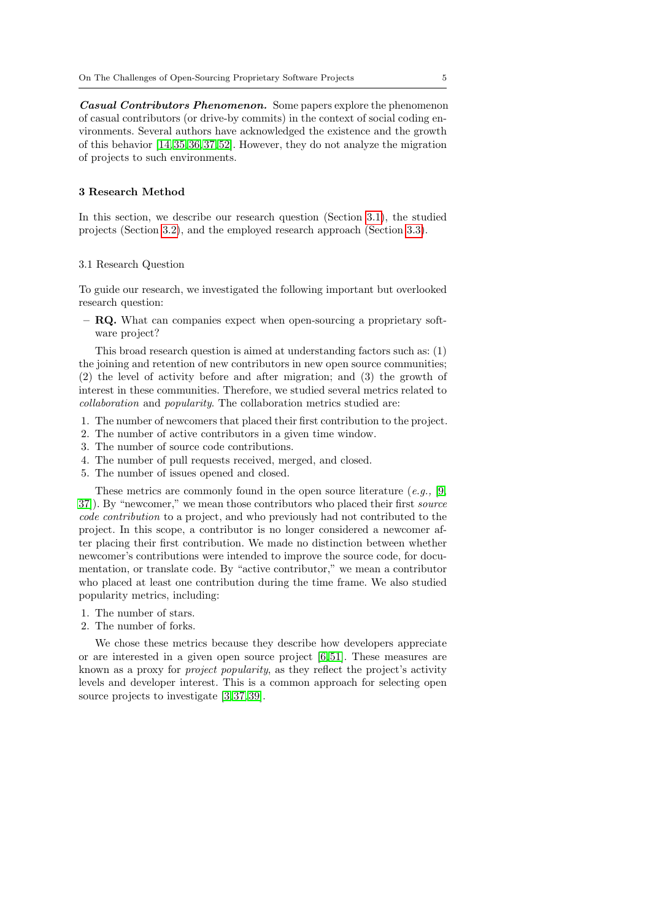***Casual Contributors Phenomenon.*** Some papers explore the phenomenon of casual contributors (or drive-by commits) in the context of social coding environments. Several authors have acknowledged the existence and the growth of this behavior [14,35,36,37,52]. However, they do not analyze the migration of projects to such environments.

## 3 Research Method

In this section, we describe our research question (Section 3.1), the studied projects (Section 3.2), and the employed research approach (Section 3.3).

### 3.1 Research Question

To guide our research, we investigated the following important but overlooked research question:

- **RQ.** What can companies expect when open-sourcing a proprietary software project?

This broad research question is aimed at understanding factors such as: (1) the joining and retention of new contributors in new open source communities; (2) the level of activity before and after migration; and (3) the growth of interest in these communities. Therefore, we studied several metrics related to *collaboration* and *popularity*. The collaboration metrics studied are:

1. The number of newcomers that placed their first contribution to the project.
2. The number of active contributors in a given time window.
3. The number of source code contributions.
4. The number of pull requests received, merged, and closed.
5. The number of issues opened and closed.

These metrics are commonly found in the open source literature (*e.g.,* [9, 37]). By "newcomer," we mean those contributors who placed their first *source code contribution* to a project, and who previously had not contributed to the project. In this scope, a contributor is no longer considered a newcomer after placing their first contribution. We made no distinction between whether newcomer's contributions were intended to improve the source code, for documentation, or translate code. By "active contributor," we mean a contributor who placed at least one contribution during the time frame. We also studied popularity metrics, including:

1. The number of stars.
2. The number of forks.

We chose these metrics because they describe how developers appreciate or are interested in a given open source project [6,51]. These measures are known as a proxy for *project popularity*, as they reflect the project's activity levels and developer interest. This is a common approach for selecting open source projects to investigate [3,37,39].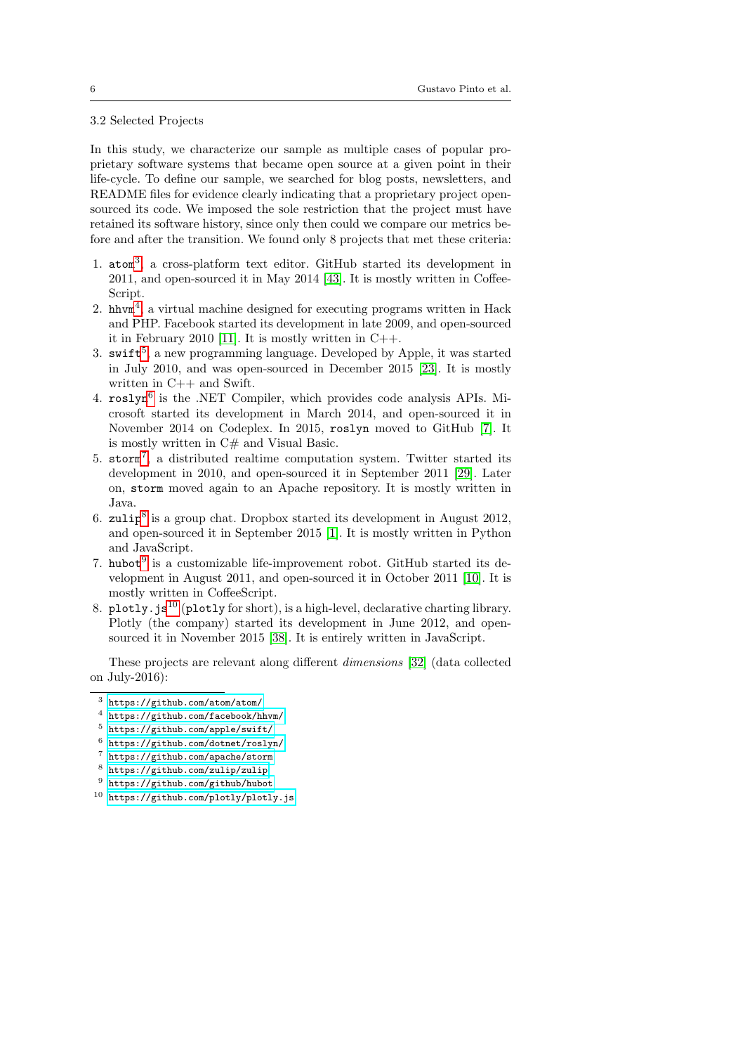### 3.2 Selected Projects

In this study, we characterize our sample as multiple cases of popular proprietary software systems that became open source at a given point in their life-cycle. To define our sample, we searched for blog posts, newsletters, and README files for evidence clearly indicating that a proprietary project open-sourced its code. We imposed the sole restriction that the project must have retained its software history, since only then could we compare our metrics before and after the transition. We found only 8 projects that met these criteria:

1. `atom`[3], a cross-platform text editor. GitHub started its development in 2011, and open-sourced it in May 2014 [43]. It is mostly written in CoffeeScript.
2. `hhvm`[4], a virtual machine designed for executing programs written in Hack and PHP. Facebook started its development in late 2009, and open-sourced it in February 2010 [11]. It is mostly written in C++.
3. `swift`[5], a new programming language. Developed by Apple, it was started in July 2010, and was open-sourced in December 2015 [23]. It is mostly written in C++ and Swift.
4. `roslyn`[6] is the .NET Compiler, which provides code analysis APIs. Microsoft started its development in March 2014, and open-sourced it in November 2014 on Codeplex. In 2015, `roslyn` moved to GitHub [7]. It is mostly written in C# and Visual Basic.
5. `storm`[7], a distributed realtime computation system. Twitter started its development in 2010, and open-sourced it in September 2011 [29]. Later on, `storm` moved again to an Apache repository. It is mostly written in Java.
6. `zulip`[8] is a group chat. Dropbox started its development in August 2012, and open-sourced it in September 2015 [1]. It is mostly written in Python and JavaScript.
7. `hubot`[9] is a customizable life-improvement robot. GitHub started its development in August 2011, and open-sourced it in October 2011 [10]. It is mostly written in CoffeeScript.
8. `plotly.js`[10] (`plotly` for short), is a high-level, declarative charting library. Plotly (the company) started its development in June 2012, and open-sourced it in November 2015 [38]. It is entirely written in JavaScript.

These projects are relevant along different *dimensions* [32] (data collected on July-2016):

---

[3] https://github.com/atom/atom/
[4] https://github.com/facebook/hhvm/
[5] https://github.com/apple/swift/
[6] https://github.com/dotnet/roslyn/
[7] https://github.com/apache/storm
[8] https://github.com/zulip/zulip
[9] https://github.com/github/hubot
[10] https://github.com/plotly/plotly.js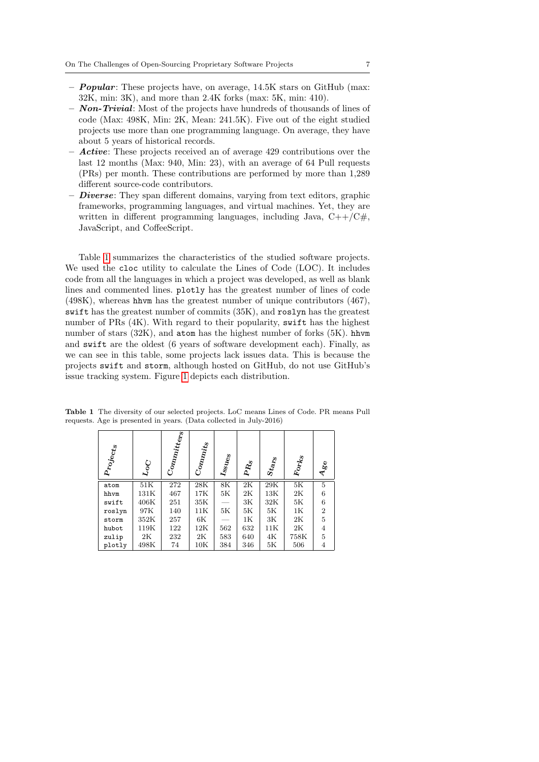- ***Popular***: These projects have, on average, 14.5K stars on GitHub (max: 32K, min: 3K), and more than 2.4K forks (max: 5K, min: 410).
- ***Non-Trivial***: Most of the projects have hundreds of thousands of lines of code (Max: 498K, Min: 2K, Mean: 241.5K). Five out of the eight studied projects use more than one programming language. On average, they have about 5 years of historical records.
- ***Active***: These projects received an of average 429 contributions over the last 12 months (Max: 940, Min: 23), with an average of 64 Pull requests (PRs) per month. These contributions are performed by more than 1,289 different source-code contributors.
- ***Diverse***: They span different domains, varying from text editors, graphic frameworks, programming languages, and virtual machines. Yet, they are written in different programming languages, including Java, C++/C#, JavaScript, and CoffeeScript.

Table 1 summarizes the characteristics of the studied software projects. We used the `cloc` utility to calculate the Lines of Code (LOC). It includes code from all the languages in which a project was developed, as well as blank lines and commented lines. `plotly` has the greatest number of lines of code (498K), whereas `hhvm` has the greatest number of unique contributors (467), `swift` has the greatest number of commits (35K), and `roslyn` has the greatest number of PRs (4K). With regard to their popularity, `swift` has the highest number of stars (32K), and `atom` has the highest number of forks (5K). `hhvm` and `swift` are the oldest (6 years of software development each). Finally, as we can see in this table, some projects lack issues data. This is because the projects `swift` and `storm`, although hosted on GitHub, do not use GitHub's issue tracking system. Figure 1 depicts each distribution.

**Table 1** The diversity of our selected projects. LoC means Lines of Code. PR means Pull requests. Age is presented in years. (Data collected in July-2016)

| *Projects* | *LoC* | *Committers* | *Commits* | *Issues* | *PRs* | *Stars* | *Forks* | *Age* |
|---|---|---|---|---|---|---|---|---|
| `atom` | 51K | 272 | 28K | 8K | 2K | 29K | 5K | 5 |
| `hhvm` | 131K | 467 | 17K | 5K | 2K | 13K | 2K | 6 |
| `swift` | 406K | 251 | 35K | — | 3K | 32K | 5K | 6 |
| `roslyn` | 97K | 140 | 11K | 5K | 5K | 5K | 1K | 2 |
| `storm` | 352K | 257 | 6K | — | 1K | 3K | 2K | 5 |
| `hubot` | 119K | 122 | 12K | 562 | 632 | 11K | 2K | 4 |
| `zulip` | 2K | 232 | 2K | 583 | 640 | 4K | 758K | 5 |
| `plotly` | 498K | 74 | 10K | 384 | 346 | 5K | 506 | 4 |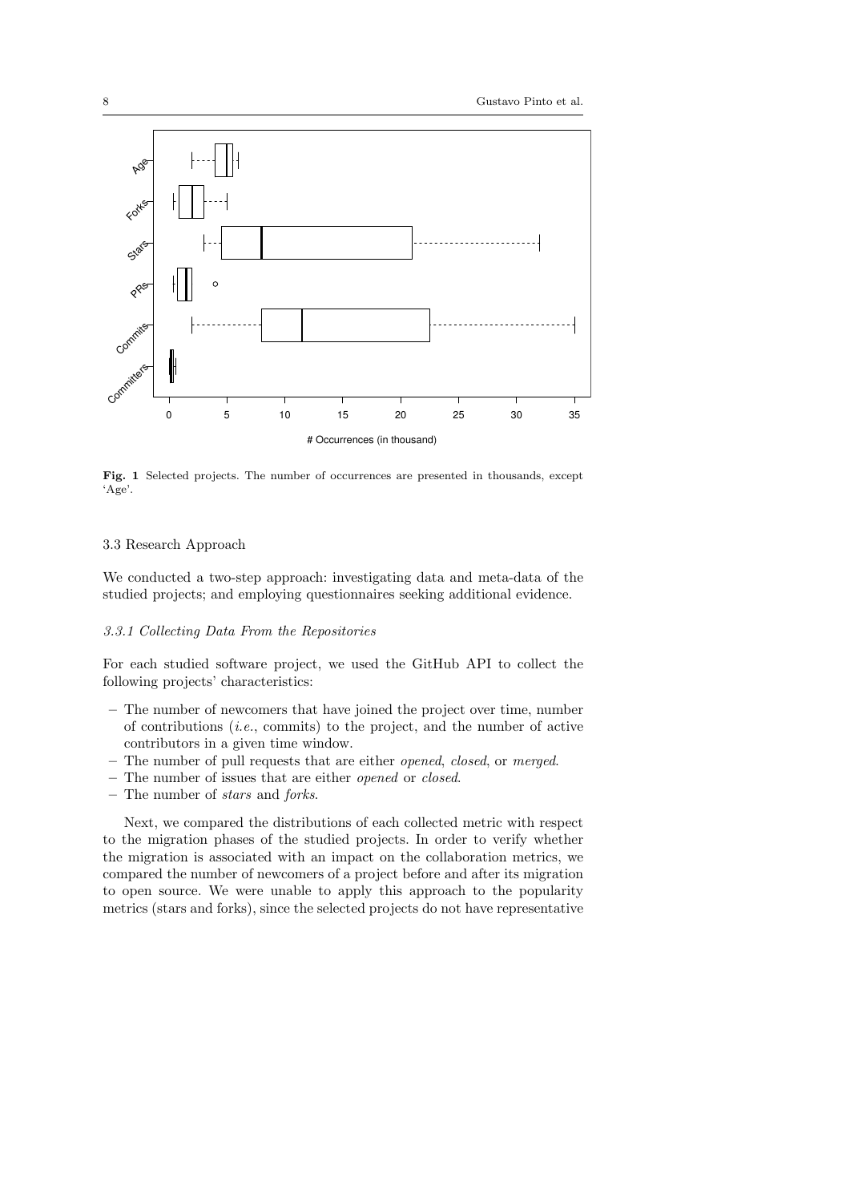Fig. 1 Selected projects. The number of occurrences are presented in thousands, except 'Age'.

### 3.3 Research Approach

We conducted a two-step approach: investigating data and meta-data of the studied projects; and employing questionnaires seeking additional evidence.

#### *3.3.1 Collecting Data From the Repositories*

For each studied software project, we used the GitHub API to collect the following projects' characteristics:

- The number of newcomers that have joined the project over time, number of contributions (*i.e.*, commits) to the project, and the number of active contributors in a given time window.
- The number of pull requests that are either *opened*, *closed*, or *merged*.
- The number of issues that are either *opened* or *closed*.
- The number of *stars* and *forks*.

Next, we compared the distributions of each collected metric with respect to the migration phases of the studied projects. In order to verify whether the migration is associated with an impact on the collaboration metrics, we compared the number of newcomers of a project before and after its migration to open source. We were unable to apply this approach to the popularity metrics (stars and forks), since the selected projects do not have representative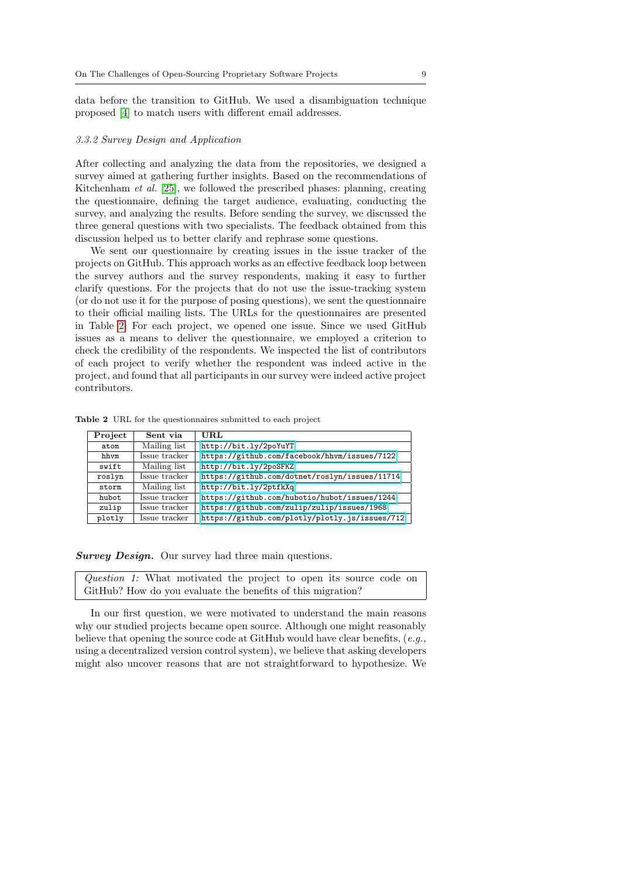data before the transition to GitHub. We used a disambiguation technique proposed [4] to match users with different email addresses.

### 3.3.2 Survey Design and Application

After collecting and analyzing the data from the repositories, we designed a survey aimed at gathering further insights. Based on the recommendations of Kitchenham *et al.* [25], we followed the prescribed phases: planning, creating the questionnaire, defining the target audience, evaluating, conducting the survey, and analyzing the results. Before sending the survey, we discussed the three general questions with two specialists. The feedback obtained from this discussion helped us to better clarify and rephrase some questions.

We sent our questionnaire by creating issues in the issue tracker of the projects on GitHub. This approach works as an effective feedback loop between the survey authors and the survey respondents, making it easy to further clarify questions. For the projects that do not use the issue-tracking system (or do not use it for the purpose of posing questions), we sent the questionnaire to their official mailing lists. The URLs for the questionnaires are presented in Table 2. For each project, we opened one issue. Since we used GitHub issues as a means to deliver the questionnaire, we employed a criterion to check the credibility of the respondents. We inspected the list of contributors of each project to verify whether the respondent was indeed active in the project, and found that all participants in our survey were indeed active project contributors.

**Table 2** URL for the questionnaires submitted to each project

| Project | Sent via | URL |
|---|---|---|
| atom | Mailing list | http://bit.ly/2poYuYT |
| hhvm | Issue tracker | https://github.com/facebook/hhvm/issues/7122 |
| swift | Mailing list | http://bit.ly/2poSFKZ |
| roslyn | Issue tracker | https://github.com/dotnet/roslyn/issues/11714 |
| storm | Mailing list | http://bit.ly/2ptfkXq |
| hubot | Issue tracker | https://github.com/hubotio/hubot/issues/1244 |
| zulip | Issue tracker | https://github.com/zulip/zulip/issues/1968 |
| plotly | Issue tracker | https://github.com/plotly/plotly.js/issues/712 |

***Survey Design.*** Our survey had three main questions.

> *Question 1:* What motivated the project to open its source code on GitHub? How do you evaluate the benefits of this migration?

In our first question, we were motivated to understand the main reasons why our studied projects became open source. Although one might reasonably believe that opening the source code at GitHub would have clear benefits, (*e.g.,* using a decentralized version control system), we believe that asking developers might also uncover reasons that are not straightforward to hypothesize. We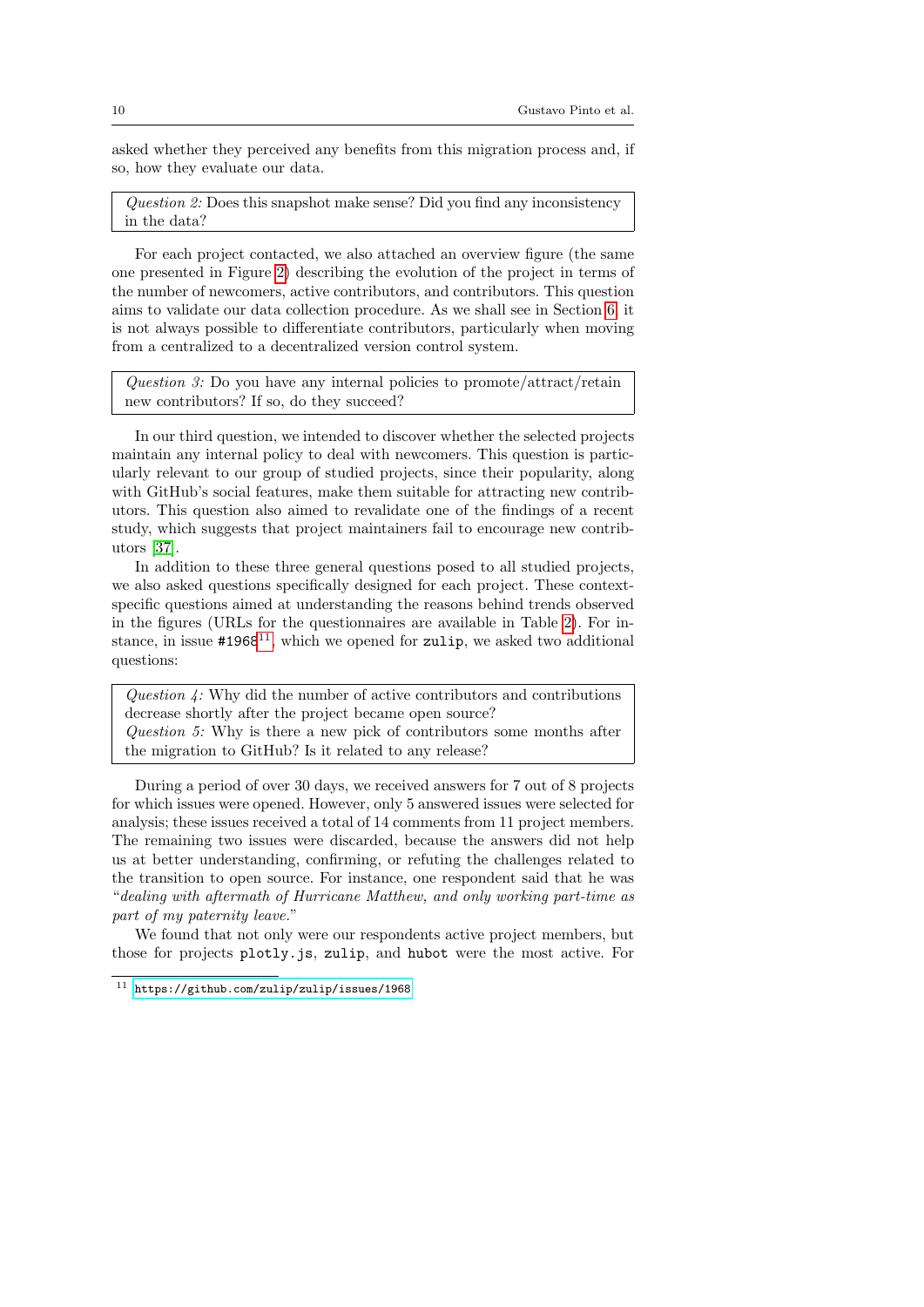asked whether they perceived any benefits from this migration process and, if so, how they evaluate our data.

> *Question 2:* Does this snapshot make sense? Did you find any inconsistency in the data?

For each project contacted, we also attached an overview figure (the same one presented in Figure 2) describing the evolution of the project in terms of the number of newcomers, active contributors, and contributors. This question aims to validate our data collection procedure. As we shall see in Section 6, it is not always possible to differentiate contributors, particularly when moving from a centralized to a decentralized version control system.

> *Question 3:* Do you have any internal policies to promote/attract/retain new contributors? If so, do they succeed?

In our third question, we intended to discover whether the selected projects maintain any internal policy to deal with newcomers. This question is particularly relevant to our group of studied projects, since their popularity, along with GitHub's social features, make them suitable for attracting new contributors. This question also aimed to revalidate one of the findings of a recent study, which suggests that project maintainers fail to encourage new contributors [37].

In addition to these three general questions posed to all studied projects, we also asked questions specifically designed for each project. These context-specific questions aimed at understanding the reasons behind trends observed in the figures (URLs for the questionnaires are available in Table 2). For instance, in issue `#1968`[11], which we opened for `zulip`, we asked two additional questions:

> *Question 4:* Why did the number of active contributors and contributions decrease shortly after the project became open source?
> *Question 5:* Why is there a new pick of contributors some months after the migration to GitHub? Is it related to any release?

During a period of over 30 days, we received answers for 7 out of 8 projects for which issues were opened. However, only 5 answered issues were selected for analysis; these issues received a total of 14 comments from 11 project members. The remaining two issues were discarded, because the answers did not help us at better understanding, confirming, or refuting the challenges related to the transition to open source. For instance, one respondent said that he was "*dealing with aftermath of Hurricane Matthew, and only working part-time as part of my paternity leave.*"

We found that not only were our respondents active project members, but those for projects `plotly.js`, `zulip`, and `hubot` were the most active. For

[11] https://github.com/zulip/zulip/issues/1968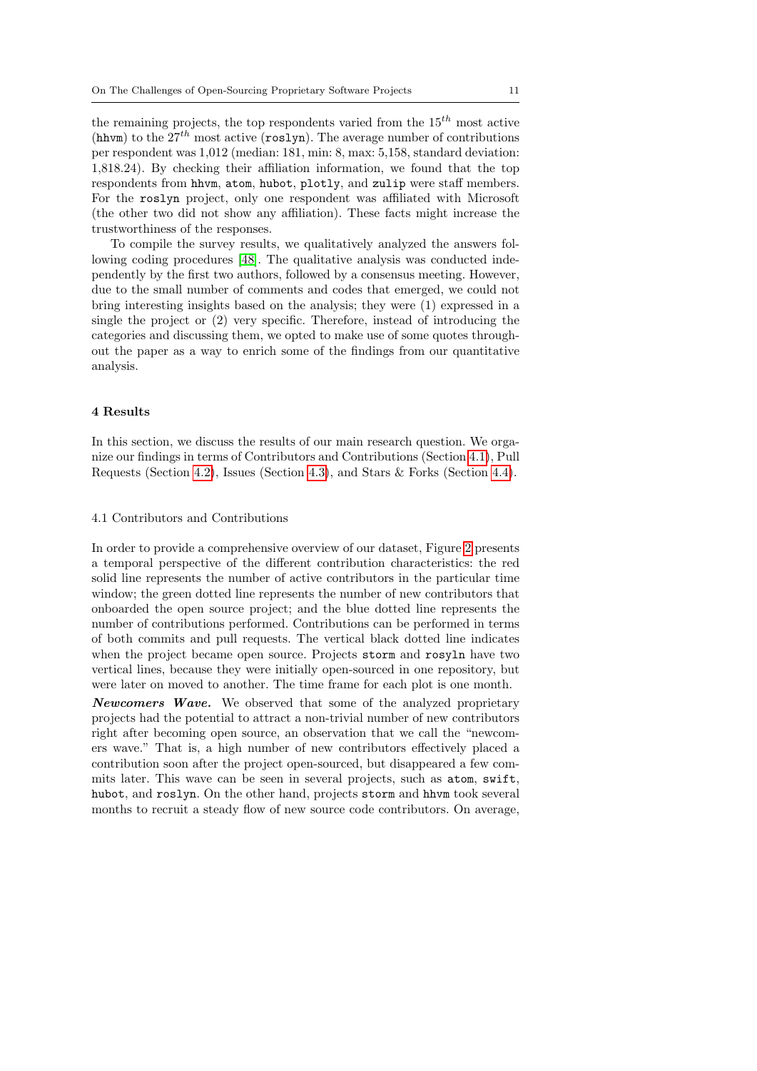the remaining projects, the top respondents varied from the $15^{th}$ most active (`hhvm`) to the $27^{th}$ most active (`roslyn`). The average number of contributions per respondent was 1,012 (median: 181, min: 8, max: 5,158, standard deviation: 1,818.24). By checking their affiliation information, we found that the top respondents from `hhvm`, `atom`, `hubot`, `plotly`, and `zulip` were staff members. For the `roslyn` project, only one respondent was affiliated with Microsoft (the other two did not show any affiliation). These facts might increase the trustworthiness of the responses.

To compile the survey results, we qualitatively analyzed the answers following coding procedures [48]. The qualitative analysis was conducted independently by the first two authors, followed by a consensus meeting. However, due to the small number of comments and codes that emerged, we could not bring interesting insights based on the analysis; they were (1) expressed in a single the project or (2) very specific. Therefore, instead of introducing the categories and discussing them, we opted to make use of some quotes throughout the paper as a way to enrich some of the findings from our quantitative analysis.

## 4 Results

In this section, we discuss the results of our main research question. We organize our findings in terms of Contributors and Contributions (Section 4.1), Pull Requests (Section 4.2), Issues (Section 4.3), and Stars & Forks (Section 4.4).

### 4.1 Contributors and Contributions

In order to provide a comprehensive overview of our dataset, Figure 2 presents a temporal perspective of the different contribution characteristics: the red solid line represents the number of active contributors in the particular time window; the green dotted line represents the number of new contributors that onboarded the open source project; and the blue dotted line represents the number of contributions performed. Contributions can be performed in terms of both commits and pull requests. The vertical black dotted line indicates when the project became open source. Projects `storm` and `rosyln` have two vertical lines, because they were initially open-sourced in one repository, but were later on moved to another. The time frame for each plot is one month.

***Newcomers Wave.*** We observed that some of the analyzed proprietary projects had the potential to attract a non-trivial number of new contributors right after becoming open source, an observation that we call the "newcomers wave." That is, a high number of new contributors effectively placed a contribution soon after the project open-sourced, but disappeared a few commits later. This wave can be seen in several projects, such as `atom`, `swift`, `hubot`, and `roslyn`. On the other hand, projects `storm` and `hhvm` took several months to recruit a steady flow of new source code contributors. On average,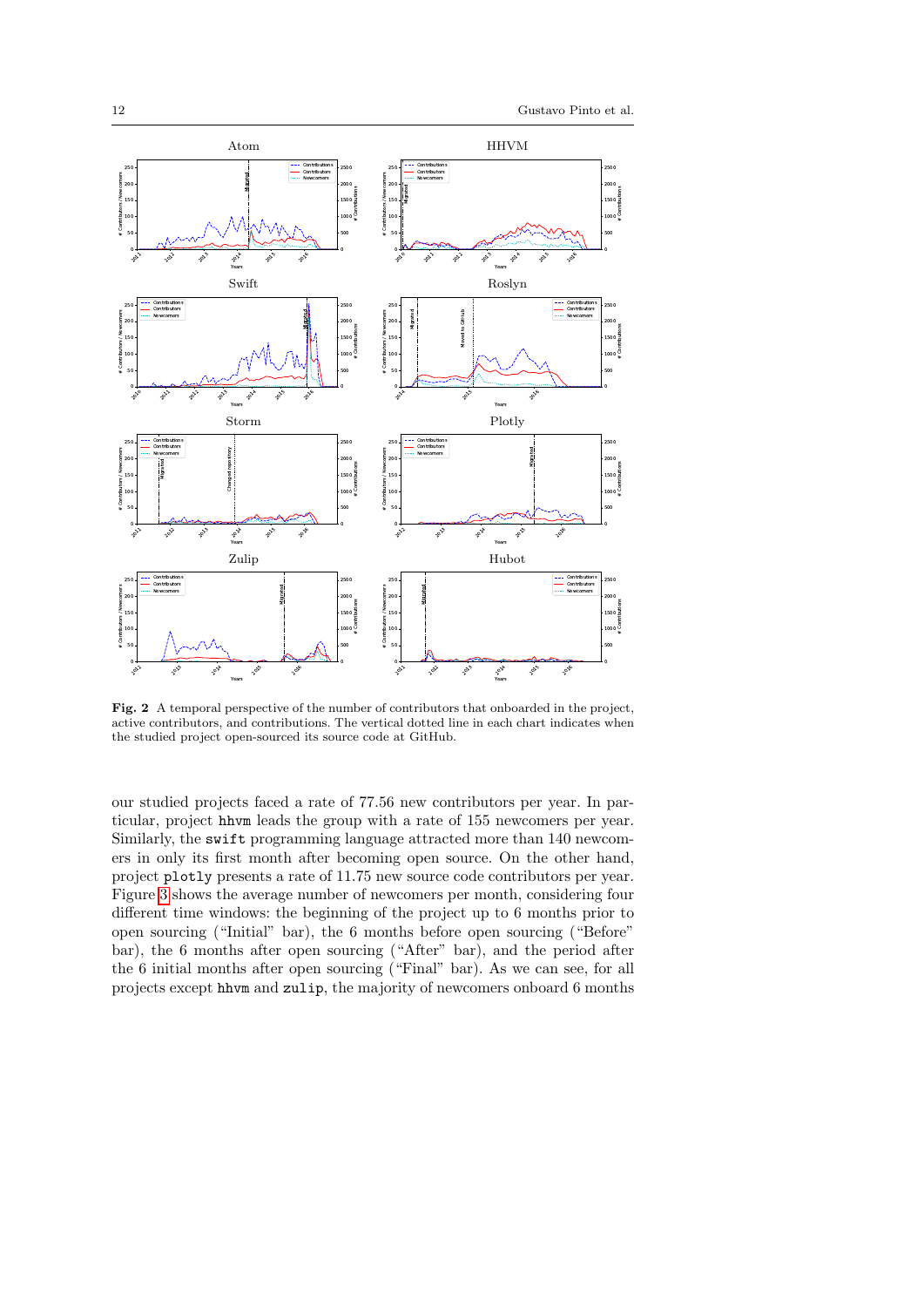**Fig. 2** A temporal perspective of the number of contributors that onboarded in the project, active contributors, and contributions. The vertical dotted line in each chart indicates when the studied project open-sourced its source code at GitHub.

our studied projects faced a rate of 77.56 new contributors per year. In particular, project `hhvm` leads the group with a rate of 155 newcomers per year. Similarly, the `swift` programming language attracted more than 140 newcomers in only its first month after becoming open source. On the other hand, project `plotly` presents a rate of 11.75 new source code contributors per year. Figure 3 shows the average number of newcomers per month, considering four different time windows: the beginning of the project up to 6 months prior to open sourcing ("Initial" bar), the 6 months before open sourcing ("Before" bar), the 6 months after open sourcing ("After" bar), and the period after the 6 initial months after open sourcing ("Final" bar). As we can see, for all projects except `hhvm` and `zulip`, the majority of newcomers onboard 6 months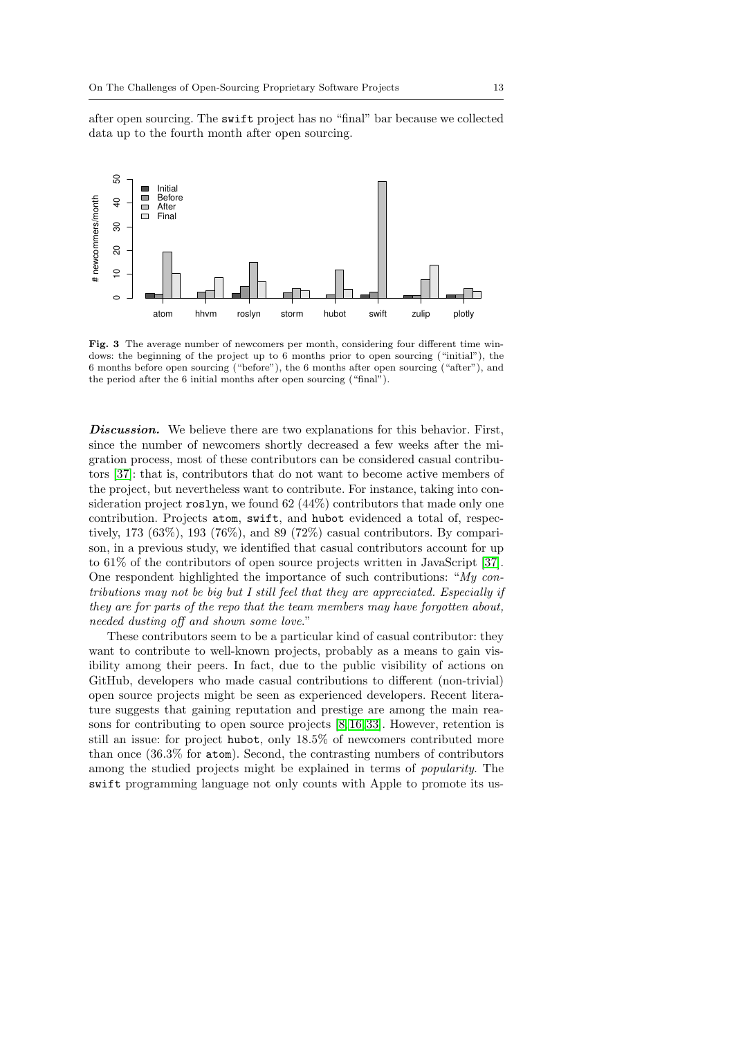after open sourcing. The swift project has no "final" bar because we collected data up to the fourth month after open sourcing.

**Fig. 3** The average number of newcomers per month, considering four different time windows: the beginning of the project up to 6 months prior to open sourcing ("initial"), the 6 months before open sourcing ("before"), the 6 months after open sourcing ("after"), and the period after the 6 initial months after open sourcing ("final").

***Discussion.*** We believe there are two explanations for this behavior. First, since the number of newcomers shortly decreased a few weeks after the migration process, most of these contributors can be considered casual contributors [37]: that is, contributors that do not want to become active members of the project, but nevertheless want to contribute. For instance, taking into consideration project roslyn, we found 62 (44%) contributors that made only one contribution. Projects atom, swift, and hubot evidenced a total of, respectively, 173 (63%), 193 (76%), and 89 (72%) casual contributors. By comparison, in a previous study, we identified that casual contributors account for up to 61% of the contributors of open source projects written in JavaScript [37]. One respondent highlighted the importance of such contributions: "*My contributions may not be big but I still feel that they are appreciated. Especially if they are for parts of the repo that the team members may have forgotten about, needed dusting off and shown some love.*"

These contributors seem to be a particular kind of casual contributor: they want to contribute to well-known projects, probably as a means to gain visibility among their peers. In fact, due to the public visibility of actions on GitHub, developers who made casual contributions to different (non-trivial) open source projects might be seen as experienced developers. Recent literature suggests that gaining reputation and prestige are among the main reasons for contributing to open source projects [8, 16, 33]. However, retention is still an issue: for project hubot, only 18.5% of newcomers contributed more than once (36.3% for atom). Second, the contrasting numbers of contributors among the studied projects might be explained in terms of *popularity*. The swift programming language not only counts with Apple to promote its us-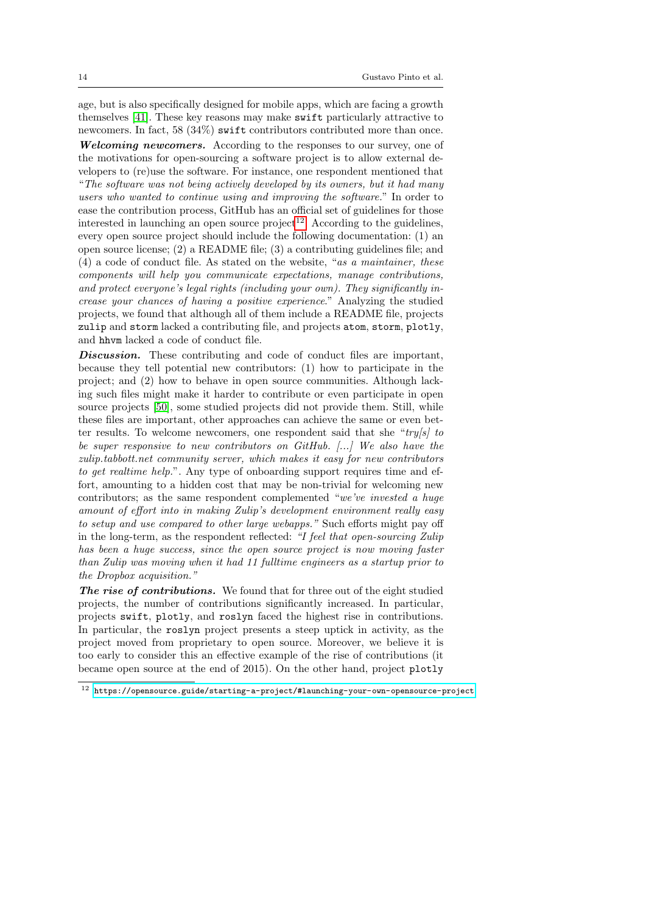age, but is also specifically designed for mobile apps, which are facing a growth themselves [41]. These key reasons may make `swift` particularly attractive to newcomers. In fact, 58 (34%) `swift` contributors contributed more than once.

***Welcoming newcomers.*** According to the responses to our survey, one of the motivations for open-sourcing a software project is to allow external developers to (re)use the software. For instance, one respondent mentioned that "*The software was not being actively developed by its owners, but it had many users who wanted to continue using and improving the software.*" In order to ease the contribution process, GitHub has an official set of guidelines for those interested in launching an open source project[12]. According to the guidelines, every open source project should include the following documentation: (1) an open source license; (2) a README file; (3) a contributing guidelines file; and (4) a code of conduct file. As stated on the website, "*as a maintainer, these components will help you communicate expectations, manage contributions, and protect everyone's legal rights (including your own). They significantly increase your chances of having a positive experience.*" Analyzing the studied projects, we found that although all of them include a README file, projects `zulip` and `storm` lacked a contributing file, and projects `atom`, `storm`, `plotly`, and `hhvm` lacked a code of conduct file.

***Discussion.*** These contributing and code of conduct files are important, because they tell potential new contributors: (1) how to participate in the project; and (2) how to behave in open source communities. Although lacking such files might make it harder to contribute or even participate in open source projects [50], some studied projects did not provide them. Still, while these files are important, other approaches can achieve the same or even better results. To welcome newcomers, one respondent said that she "*try[s] to be super responsive to new contributors on GitHub. [...] We also have the zulip.tabbott.net community server, which makes it easy for new contributors to get realtime help.*". Any type of onboarding support requires time and effort, amounting to a hidden cost that may be non-trivial for welcoming new contributors; as the same respondent complemented "*we've invested a huge amount of effort into in making Zulip's development environment really easy to setup and use compared to other large webapps.*" Such efforts might pay off in the long-term, as the respondent reflected: "*I feel that open-sourcing Zulip has been a huge success, since the open source project is now moving faster than Zulip was moving when it had 11 fulltime engineers as a startup prior to the Dropbox acquisition.*"

***The rise of contributions.*** We found that for three out of the eight studied projects, the number of contributions significantly increased. In particular, projects `swift`, `plotly`, and `roslyn` faced the highest rise in contributions. In particular, the `roslyn` project presents a steep uptick in activity, as the project moved from proprietary to open source. Moreover, we believe it is too early to consider this an effective example of the rise of contributions (it became open source at the end of 2015). On the other hand, project `plotly`

[12] https://opensource.guide/starting-a-project/#launching-your-own-opensource-project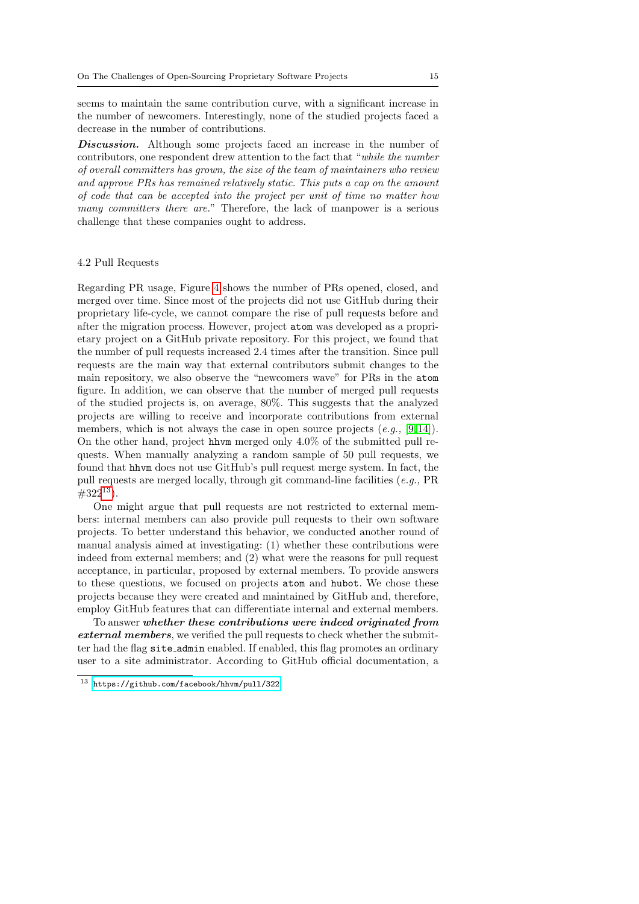seems to maintain the same contribution curve, with a significant increase in the number of newcomers. Interestingly, none of the studied projects faced a decrease in the number of contributions.

***Discussion.*** Although some projects faced an increase in the number of contributors, one respondent drew attention to the fact that "*while the number of overall committers has grown, the size of the team of maintainers who review and approve PRs has remained relatively static. This puts a cap on the amount of code that can be accepted into the project per unit of time no matter how many committers there are.*" Therefore, the lack of manpower is a serious challenge that these companies ought to address.

### 4.2 Pull Requests

Regarding PR usage, Figure 4 shows the number of PRs opened, closed, and merged over time. Since most of the projects did not use GitHub during their proprietary life-cycle, we cannot compare the rise of pull requests before and after the migration process. However, project `atom` was developed as a proprietary project on a GitHub private repository. For this project, we found that the number of pull requests increased 2.4 times after the transition. Since pull requests are the main way that external contributors submit changes to the main repository, we also observe the "newcomers wave" for PRs in the `atom` figure. In addition, we can observe that the number of merged pull requests of the studied projects is, on average, 80%. This suggests that the analyzed projects are willing to receive and incorporate contributions from external members, which is not always the case in open source projects (*e.g.,* [9,14]). On the other hand, project `hhvm` merged only 4.0% of the submitted pull requests. When manually analyzing a random sample of 50 pull requests, we found that `hhvm` does not use GitHub's pull request merge system. In fact, the pull requests are merged locally, through git command-line facilities (*e.g.,* PR #322[13]).

One might argue that pull requests are not restricted to external members: internal members can also provide pull requests to their own software projects. To better understand this behavior, we conducted another round of manual analysis aimed at investigating: (1) whether these contributions were indeed from external members; and (2) what were the reasons for pull request acceptance, in particular, proposed by external members. To provide answers to these questions, we focused on projects `atom` and `hubot`. We chose these projects because they were created and maintained by GitHub and, therefore, employ GitHub features that can differentiate internal and external members.

To answer ***whether these contributions were indeed originated from external members***, we verified the pull requests to check whether the submitter had the flag `site_admin` enabled. If enabled, this flag promotes an ordinary user to a site administrator. According to GitHub official documentation, a

[13] https://github.com/facebook/hhvm/pull/322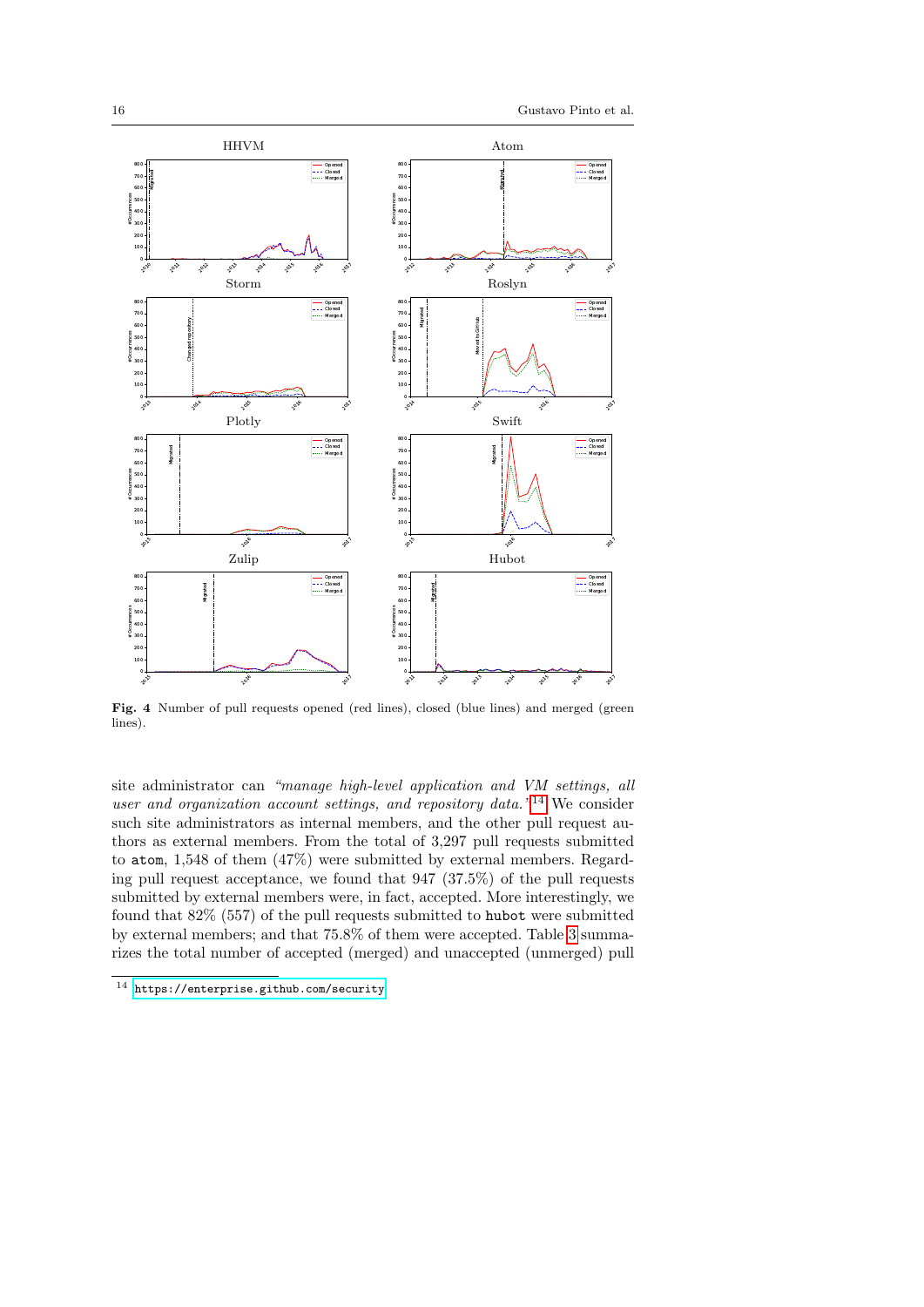**Fig. 4** Number of pull requests opened (red lines), closed (blue lines) and merged (green lines).

site administrator can *"manage high-level application and VM settings, all user and organization account settings, and repository data."*[14] We consider such site administrators as internal members, and the other pull request authors as external members. From the total of 3,297 pull requests submitted to `atom`, 1,548 of them (47%) were submitted by external members. Regarding pull request acceptance, we found that 947 (37.5%) of the pull requests submitted by external members were, in fact, accepted. More interestingly, we found that 82% (557) of the pull requests submitted to `hubot` were submitted by external members; and that 75.8% of them were accepted. Table 3 summarizes the total number of accepted (merged) and unaccepted (unmerged) pull

[14] `https://enterprise.github.com/security`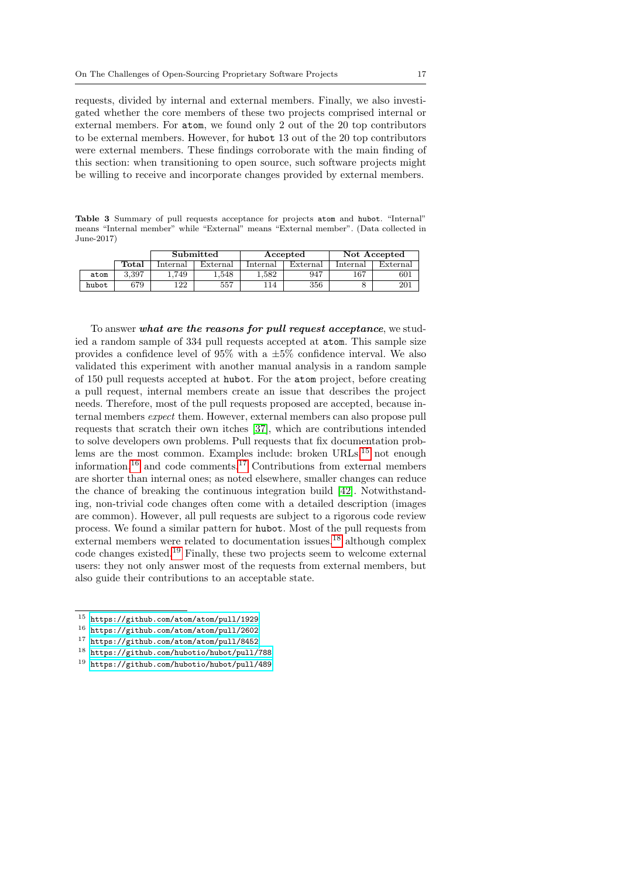requests, divided by internal and external members. Finally, we also investigated whether the core members of these two projects comprised internal or external members. For `atom`, we found only 2 out of the 20 top contributors to be external members. However, for `hubot` 13 out of the 20 top contributors were external members. These findings corroborate with the main finding of this section: when transitioning to open source, such software projects might be willing to receive and incorporate changes provided by external members.

**Table 3** Summary of pull requests acceptance for projects `atom` and `hubot`. "Internal" means "Internal member" while "External" means "External member". (Data collected in June-2017)

| | **Total** | **Submitted** | | **Accepted** | | **Not Accepted** | |
|---|---|---|---|---|---|---|---|
| | | Internal | External | Internal | External | Internal | External |
| `atom` | 3,397 | 1,749 | 1,548 | 1,582 | 947 | 167 | 601 |
| `hubot` | 679 | 122 | 557 | 114 | 356 | 8 | 201 |

To answer ***what are the reasons for pull request acceptance***, we studied a random sample of 334 pull requests accepted at `atom`. This sample size provides a confidence level of 95% with a ±5% confidence interval. We also validated this experiment with another manual analysis in a random sample of 150 pull requests accepted at `hubot`. For the `atom` project, before creating a pull request, internal members create an issue that describes the project needs. Therefore, most of the pull requests proposed are accepted, because internal members *expect* them. However, external members can also propose pull requests that scratch their own itches [37], which are contributions intended to solve developers own problems. Pull requests that fix documentation problems are the most common. Examples include: broken URLs,[15] not enough information,[16] and code comments.[17] Contributions from external members are shorter than internal ones; as noted elsewhere, smaller changes can reduce the chance of breaking the continuous integration build [42]. Notwithstanding, non-trivial code changes often come with a detailed description (images are common). However, all pull requests are subject to a rigorous code review process. We found a similar pattern for `hubot`. Most of the pull requests from external members were related to documentation issues,[18] although complex code changes existed.[19] Finally, these two projects seem to welcome external users: they not only answer most of the requests from external members, but also guide their contributions to an acceptable state.

[15] https://github.com/atom/atom/pull/1929

[16] https://github.com/atom/atom/pull/2602

[17] https://github.com/atom/atom/pull/8452

[18] https://github.com/hubotio/hubot/pull/788

[19] https://github.com/hubotio/hubot/pull/489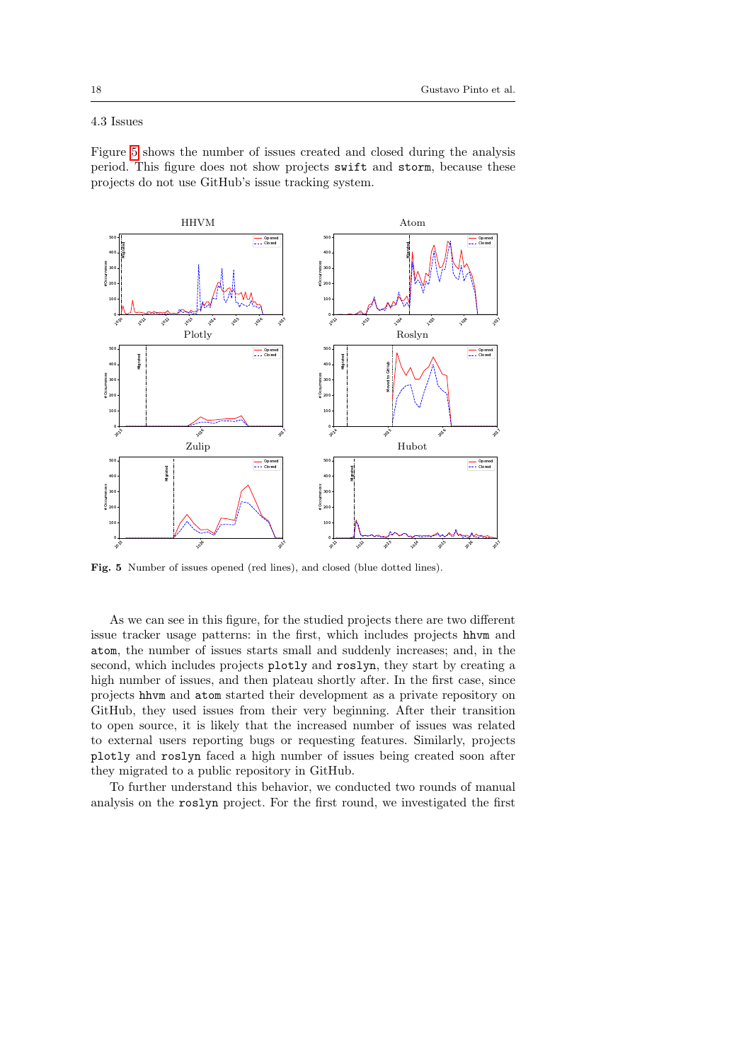### 4.3 Issues

Figure 5 shows the number of issues created and closed during the analysis period. This figure does not show projects `swift` and `storm`, because these projects do not use GitHub's issue tracking system.

**Fig. 5** Number of issues opened (red lines), and closed (blue dotted lines).

As we can see in this figure, for the studied projects there are two different issue tracker usage patterns: in the first, which includes projects `hhvm` and `atom`, the number of issues starts small and suddenly increases; and, in the second, which includes projects `plotly` and `roslyn`, they start by creating a high number of issues, and then plateau shortly after. In the first case, since projects `hhvm` and `atom` started their development as a private repository on GitHub, they used issues from their very beginning. After their transition to open source, it is likely that the increased number of issues was related to external users reporting bugs or requesting features. Similarly, projects `plotly` and `roslyn` faced a high number of issues being created soon after they migrated to a public repository in GitHub.

To further understand this behavior, we conducted two rounds of manual analysis on the `roslyn` project. For the first round, we investigated the first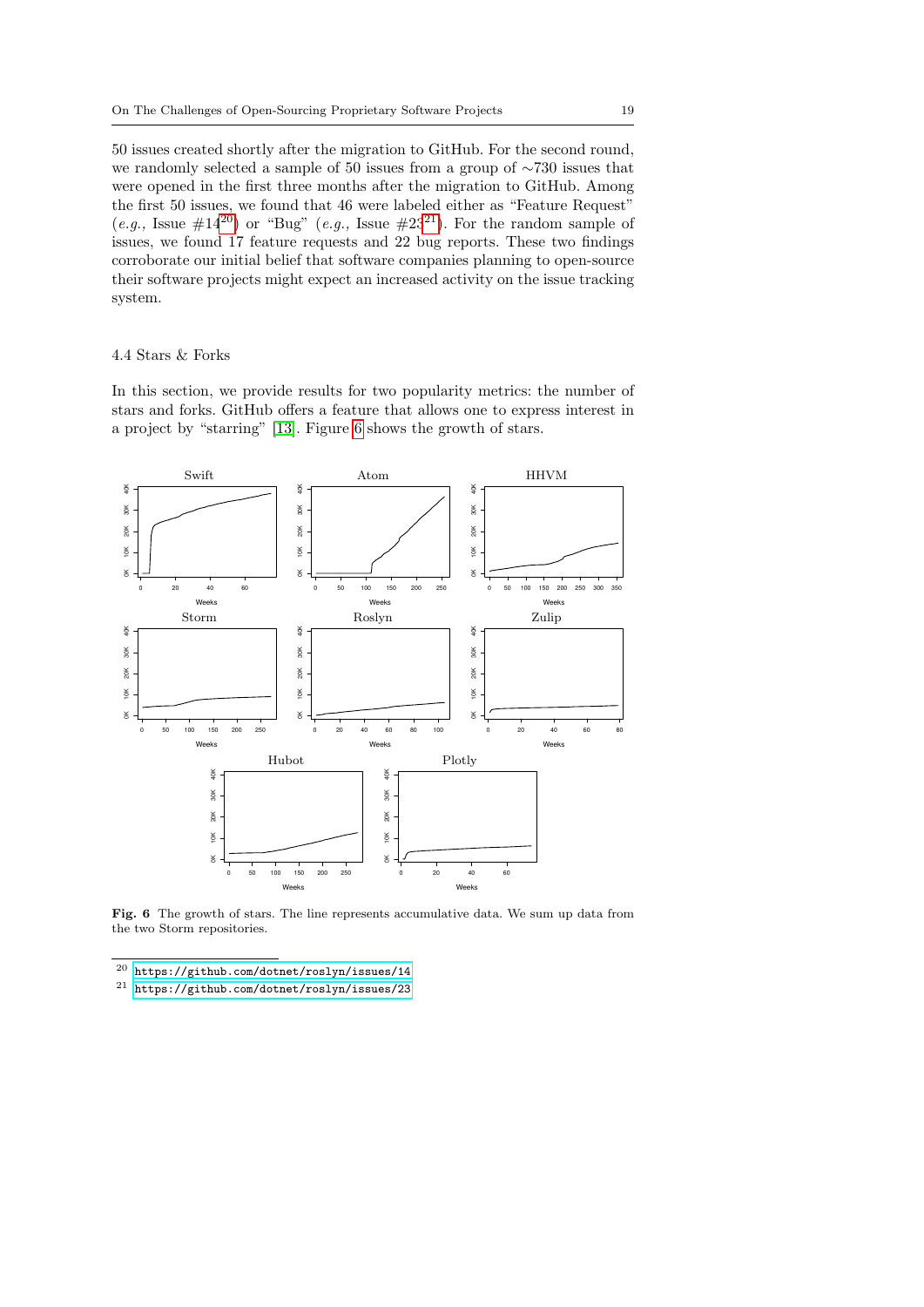50 issues created shortly after the migration to GitHub. For the second round, we randomly selected a sample of 50 issues from a group of ∼730 issues that were opened in the first three months after the migration to GitHub. Among the first 50 issues, we found that 46 were labeled either as "Feature Request" (*e.g.,* Issue #14[20]) or "Bug" (*e.g.,* Issue #23[21]). For the random sample of issues, we found 17 feature requests and 22 bug reports. These two findings corroborate our initial belief that software companies planning to open-source their software projects might expect an increased activity on the issue tracking system.

### 4.4 Stars & Forks

In this section, we provide results for two popularity metrics: the number of stars and forks. GitHub offers a feature that allows one to express interest in a project by "starring" [13]. Figure 6 shows the growth of stars.

**Fig. 6** The growth of stars. The line represents accumulative data. We sum up data from the two Storm repositories.

---

[20] https://github.com/dotnet/roslyn/issues/14

[21] https://github.com/dotnet/roslyn/issues/23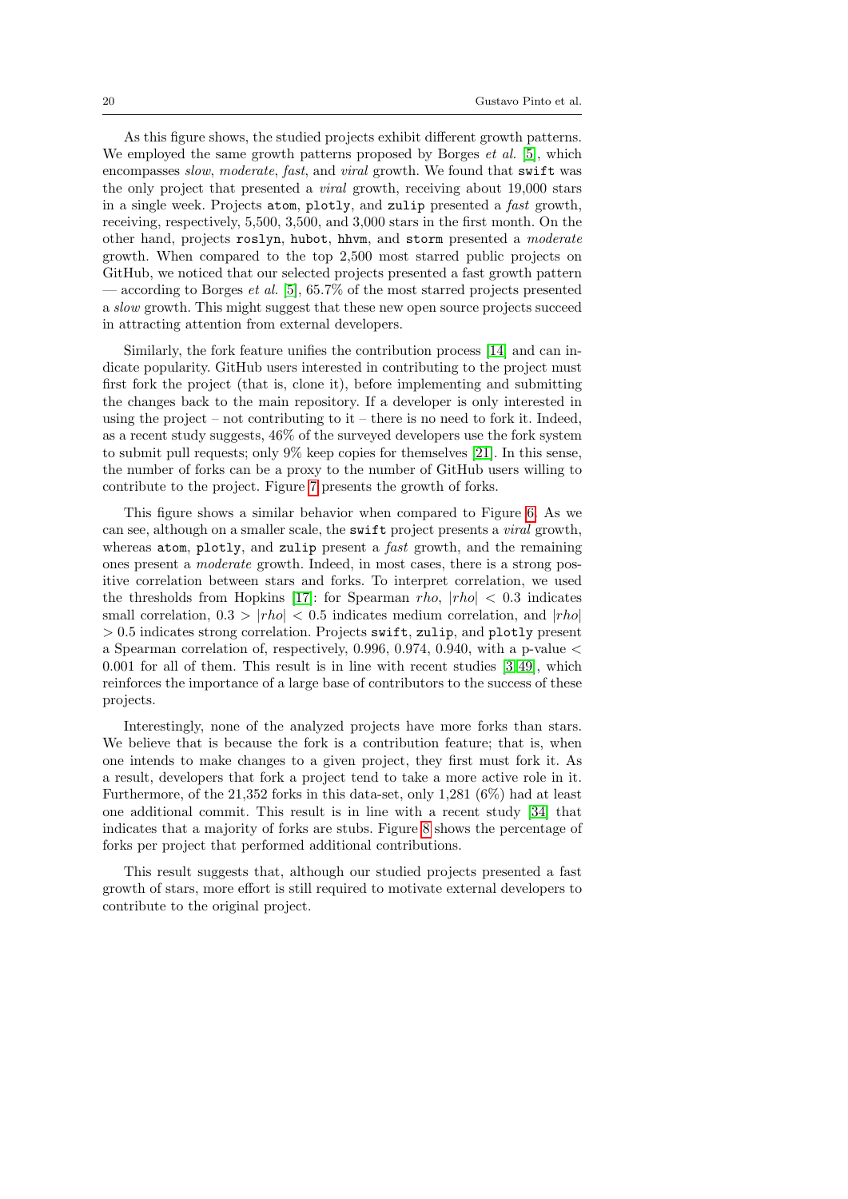As this figure shows, the studied projects exhibit different growth patterns. We employed the same growth patterns proposed by Borges *et al.* [5], which encompasses *slow*, *moderate*, *fast*, and *viral* growth. We found that `swift` was the only project that presented a *viral* growth, receiving about 19,000 stars in a single week. Projects `atom`, `plotly`, and `zulip` presented a *fast* growth, receiving, respectively, 5,500, 3,500, and 3,000 stars in the first month. On the other hand, projects `roslyn`, `hubot`, `hhvm`, and `storm` presented a *moderate* growth. When compared to the top 2,500 most starred public projects on GitHub, we noticed that our selected projects presented a fast growth pattern — according to Borges *et al.* [5], 65.7% of the most starred projects presented a *slow* growth. This might suggest that these new open source projects succeed in attracting attention from external developers.

Similarly, the fork feature unifies the contribution process [14] and can indicate popularity. GitHub users interested in contributing to the project must first fork the project (that is, clone it), before implementing and submitting the changes back to the main repository. If a developer is only interested in using the project – not contributing to it – there is no need to fork it. Indeed, as a recent study suggests, 46% of the surveyed developers use the fork system to submit pull requests; only 9% keep copies for themselves [21]. In this sense, the number of forks can be a proxy to the number of GitHub users willing to contribute to the project. Figure 7 presents the growth of forks.

This figure shows a similar behavior when compared to Figure 6. As we can see, although on a smaller scale, the `swift` project presents a *viral* growth, whereas `atom`, `plotly`, and `zulip` present a *fast* growth, and the remaining ones present a *moderate* growth. Indeed, in most cases, there is a strong positive correlation between stars and forks. To interpret correlation, we used the thresholds from Hopkins [17]: for Spearman $rho$, $|rho| < 0.3$ indicates small correlation, $0.3 > |rho| < 0.5$ indicates medium correlation, and $|rho| > 0.5$ indicates strong correlation. Projects `swift`, `zulip`, and `plotly` present a Spearman correlation of, respectively, 0.996, 0.974, 0.940, with a p-value $< 0.001$ for all of them. This result is in line with recent studies [3,49], which reinforces the importance of a large base of contributors to the success of these projects.

Interestingly, none of the analyzed projects have more forks than stars. We believe that is because the fork is a contribution feature; that is, when one intends to make changes to a given project, they first must fork it. As a result, developers that fork a project tend to take a more active role in it. Furthermore, of the 21,352 forks in this data-set, only 1,281 (6%) had at least one additional commit. This result is in line with a recent study [34] that indicates that a majority of forks are stubs. Figure 8 shows the percentage of forks per project that performed additional contributions.

This result suggests that, although our studied projects presented a fast growth of stars, more effort is still required to motivate external developers to contribute to the original project.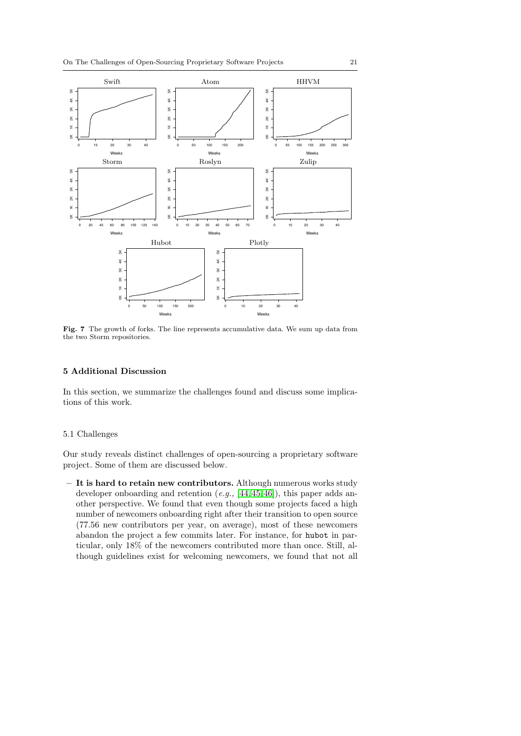**Fig. 7** The growth of forks. The line represents accumulative data. We sum up data from the two Storm repositories.

## 5 Additional Discussion

In this section, we summarize the challenges found and discuss some implications of this work.

### 5.1 Challenges

Our study reveals distinct challenges of open-sourcing a proprietary software project. Some of them are discussed below.

– **It is hard to retain new contributors.** Although numerous works study developer onboarding and retention (*e.g.,* [44,45,46]), this paper adds another perspective. We found that even though some projects faced a high number of newcomers onboarding right after their transition to open source (77.56 new contributors per year, on average), most of these newcomers abandon the project a few commits later. For instance, for hubot in particular, only 18% of the newcomers contributed more than once. Still, although guidelines exist for welcoming newcomers, we found that not all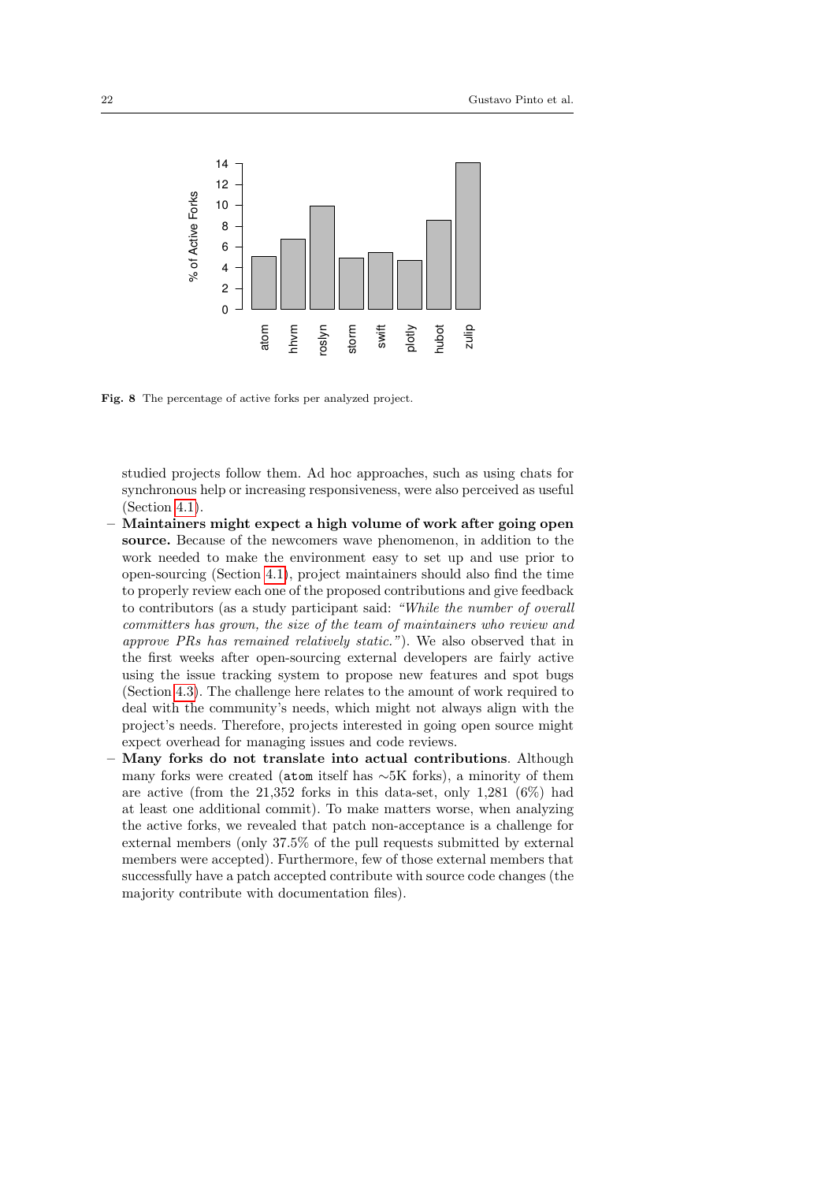Fig. 8 The percentage of active forks per analyzed project.

studied projects follow them. Ad hoc approaches, such as using chats for synchronous help or increasing responsiveness, were also perceived as useful (Section 4.1).

– **Maintainers might expect a high volume of work after going open source.** Because of the newcomers wave phenomenon, in addition to the work needed to make the environment easy to set up and use prior to open-sourcing (Section 4.1), project maintainers should also find the time to properly review each one of the proposed contributions and give feedback to contributors (as a study participant said: *"While the number of overall committers has grown, the size of the team of maintainers who review and approve PRs has remained relatively static."*). We also observed that in the first weeks after open-sourcing external developers are fairly active using the issue tracking system to propose new features and spot bugs (Section 4.3). The challenge here relates to the amount of work required to deal with the community's needs, which might not always align with the project's needs. Therefore, projects interested in going open source might expect overhead for managing issues and code reviews.
– **Many forks do not translate into actual contributions**. Although many forks were created (`atom` itself has ∼5K forks), a minority of them are active (from the 21,352 forks in this data-set, only 1,281 (6%) had at least one additional commit). To make matters worse, when analyzing the active forks, we revealed that patch non-acceptance is a challenge for external members (only 37.5% of the pull requests submitted by external members were accepted). Furthermore, few of those external members that successfully have a patch accepted contribute with source code changes (the majority contribute with documentation files).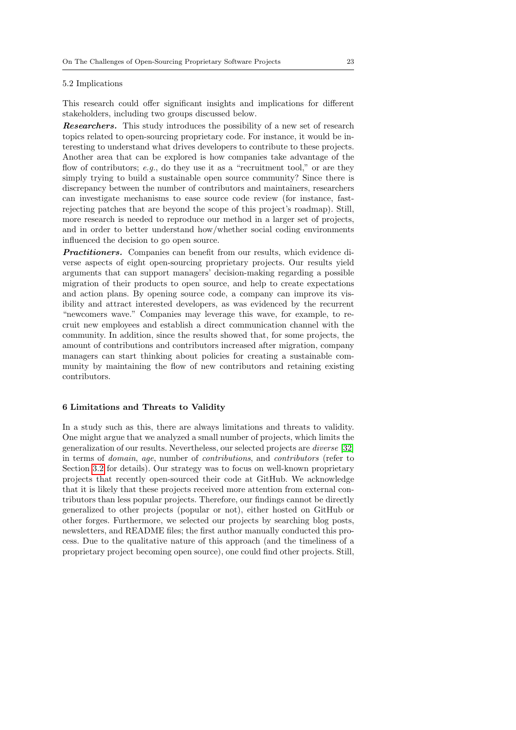### 5.2 Implications

This research could offer significant insights and implications for different stakeholders, including two groups discussed below.

***Researchers.*** This study introduces the possibility of a new set of research topics related to open-sourcing proprietary code. For instance, it would be interesting to understand what drives developers to contribute to these projects. Another area that can be explored is how companies take advantage of the flow of contributors; *e.g.*, do they use it as a "recruitment tool," or are they simply trying to build a sustainable open source community? Since there is discrepancy between the number of contributors and maintainers, researchers can investigate mechanisms to ease source code review (for instance, fast-rejecting patches that are beyond the scope of this project's roadmap). Still, more research is needed to reproduce our method in a larger set of projects, and in order to better understand how/whether social coding environments influenced the decision to go open source.

***Practitioners.*** Companies can benefit from our results, which evidence diverse aspects of eight open-sourcing proprietary projects. Our results yield arguments that can support managers' decision-making regarding a possible migration of their products to open source, and help to create expectations and action plans. By opening source code, a company can improve its visibility and attract interested developers, as was evidenced by the recurrent "newcomers wave." Companies may leverage this wave, for example, to recruit new employees and establish a direct communication channel with the community. In addition, since the results showed that, for some projects, the amount of contributions and contributors increased after migration, company managers can start thinking about policies for creating a sustainable community by maintaining the flow of new contributors and retaining existing contributors.

## 6 Limitations and Threats to Validity

In a study such as this, there are always limitations and threats to validity. One might argue that we analyzed a small number of projects, which limits the generalization of our results. Nevertheless, our selected projects are *diverse* [32] in terms of *domain*, *age*, number of *contributions*, and *contributors* (refer to Section 3.2 for details). Our strategy was to focus on well-known proprietary projects that recently open-sourced their code at GitHub. We acknowledge that it is likely that these projects received more attention from external contributors than less popular projects. Therefore, our findings cannot be directly generalized to other projects (popular or not), either hosted on GitHub or other forges. Furthermore, we selected our projects by searching blog posts, newsletters, and README files; the first author manually conducted this process. Due to the qualitative nature of this approach (and the timeliness of a proprietary project becoming open source), one could find other projects. Still,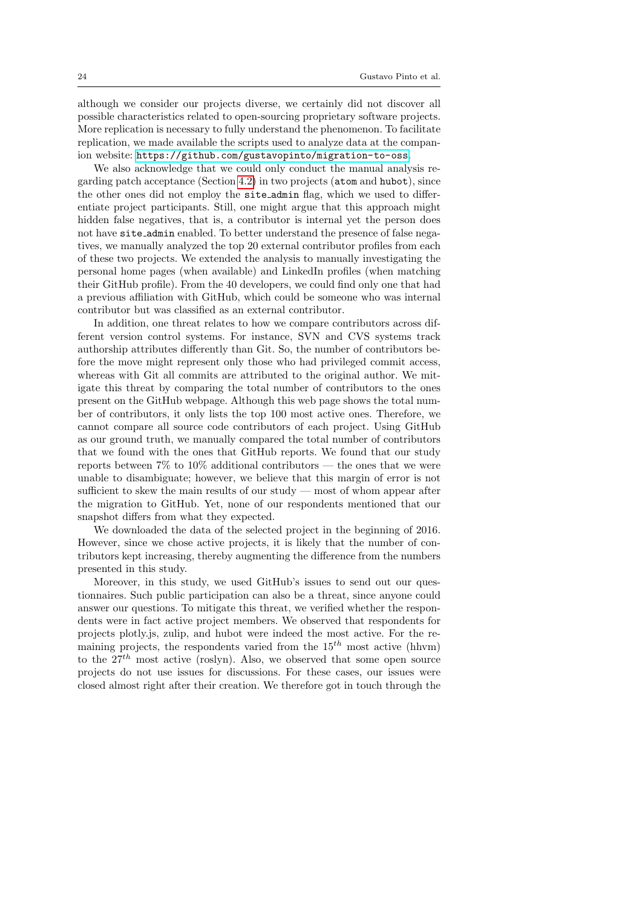although we consider our projects diverse, we certainly did not discover all possible characteristics related to open-sourcing proprietary software projects. More replication is necessary to fully understand the phenomenon. To facilitate replication, we made available the scripts used to analyze data at the companion website: https://github.com/gustavopinto/migration-to-oss.

We also acknowledge that we could only conduct the manual analysis regarding patch acceptance (Section 4.2) in two projects (`atom` and `hubot`), since the other ones did not employ the `site_admin` flag, which we used to differentiate project participants. Still, one might argue that this approach might hidden false negatives, that is, a contributor is internal yet the person does not have `site_admin` enabled. To better understand the presence of false negatives, we manually analyzed the top 20 external contributor profiles from each of these two projects. We extended the analysis to manually investigating the personal home pages (when available) and LinkedIn profiles (when matching their GitHub profile). From the 40 developers, we could find only one that had a previous affiliation with GitHub, which could be someone who was internal contributor but was classified as an external contributor.

In addition, one threat relates to how we compare contributors across different version control systems. For instance, SVN and CVS systems track authorship attributes differently than Git. So, the number of contributors before the move might represent only those who had privileged commit access, whereas with Git all commits are attributed to the original author. We mitigate this threat by comparing the total number of contributors to the ones present on the GitHub webpage. Although this web page shows the total number of contributors, it only lists the top 100 most active ones. Therefore, we cannot compare all source code contributors of each project. Using GitHub as our ground truth, we manually compared the total number of contributors that we found with the ones that GitHub reports. We found that our study reports between 7% to 10% additional contributors — the ones that we were unable to disambiguate; however, we believe that this margin of error is not sufficient to skew the main results of our study — most of whom appear after the migration to GitHub. Yet, none of our respondents mentioned that our snapshot differs from what they expected.

We downloaded the data of the selected project in the beginning of 2016. However, since we chose active projects, it is likely that the number of contributors kept increasing, thereby augmenting the difference from the numbers presented in this study.

Moreover, in this study, we used GitHub's issues to send out our questionnaires. Such public participation can also be a threat, since anyone could answer our questions. To mitigate this threat, we verified whether the respondents were in fact active project members. We observed that respondents for projects plotly.js, zulip, and hubot were indeed the most active. For the remaining projects, the respondents varied from the $15^{th}$ most active (hhvm) to the $27^{th}$ most active (roslyn). Also, we observed that some open source projects do not use issues for discussions. For these cases, our issues were closed almost right after their creation. We therefore got in touch through the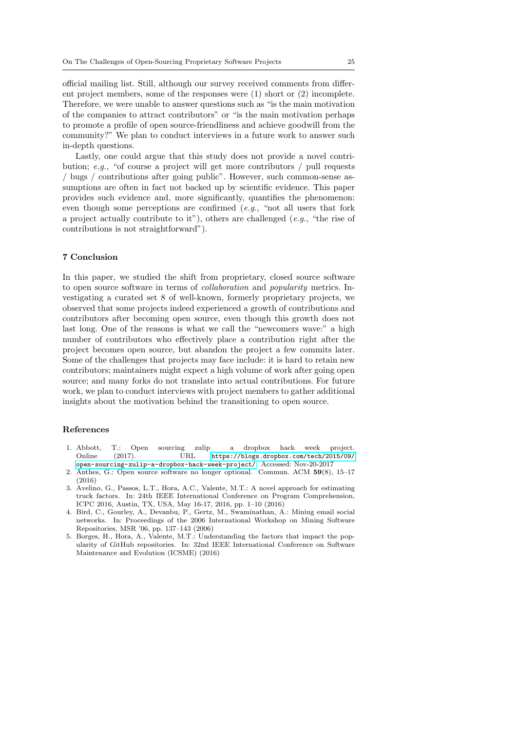official mailing list. Still, although our survey received comments from different project members, some of the responses were (1) short or (2) incomplete. Therefore, we were unable to answer questions such as "is the main motivation of the companies to attract contributors" or "is the main motivation perhaps to promote a profile of open source-friendliness and achieve goodwill from the community?" We plan to conduct interviews in a future work to answer such in-depth questions.

Lastly, one could argue that this study does not provide a novel contribution; *e.g.,* "of course a project will get more contributors / pull requests / bugs / contributions after going public". However, such common-sense assumptions are often in fact not backed up by scientific evidence. This paper provides such evidence and, more significantly, quantifies the phenomenon: even though some perceptions are confirmed (*e.g.*, "not all users that fork a project actually contribute to it"), others are challenged (*e.g.*, "the rise of contributions is not straightforward").

## 7 Conclusion

In this paper, we studied the shift from proprietary, closed source software to open source software in terms of *collaboration* and *popularity* metrics. Investigating a curated set 8 of well-known, formerly proprietary projects, we observed that some projects indeed experienced a growth of contributions and contributors after becoming open source, even though this growth does not last long. One of the reasons is what we call the "newcomers wave:" a high number of contributors who effectively place a contribution right after the project becomes open source, but abandon the project a few commits later. Some of the challenges that projects may face include: it is hard to retain new contributors; maintainers might expect a high volume of work after going open source; and many forks do not translate into actual contributions. For future work, we plan to conduct interviews with project members to gather additional insights about the motivation behind the transitioning to open source.

## References

1. Abbott, T.: Open sourcing zulip – a dropbox hack week project. Online (2017). URL https://blogs.dropbox.com/tech/2015/09/open-sourcing-zulip-a-dropbox-hack-week-project/. Accessed: Nov-20-2017
2. Anthes, G.: Open source software no longer optional. Commun. ACM **59**(8), 15–17 (2016)
3. Avelino, G., Passos, L.T., Hora, A.C., Valente, M.T.: A novel approach for estimating truck factors. In: 24th IEEE International Conference on Program Comprehension, ICPC 2016, Austin, TX, USA, May 16-17, 2016, pp. 1–10 (2016)
4. Bird, C., Gourley, A., Devanbu, P., Gertz, M., Swaminathan, A.: Mining email social networks. In: Proceedings of the 2006 International Workshop on Mining Software Repositories, MSR '06, pp. 137–143 (2006)
5. Borges, H., Hora, A., Valente, M.T.: Understanding the factors that impact the popularity of GitHub repositories. In: 32nd IEEE International Conference on Software Maintenance and Evolution (ICSME) (2016)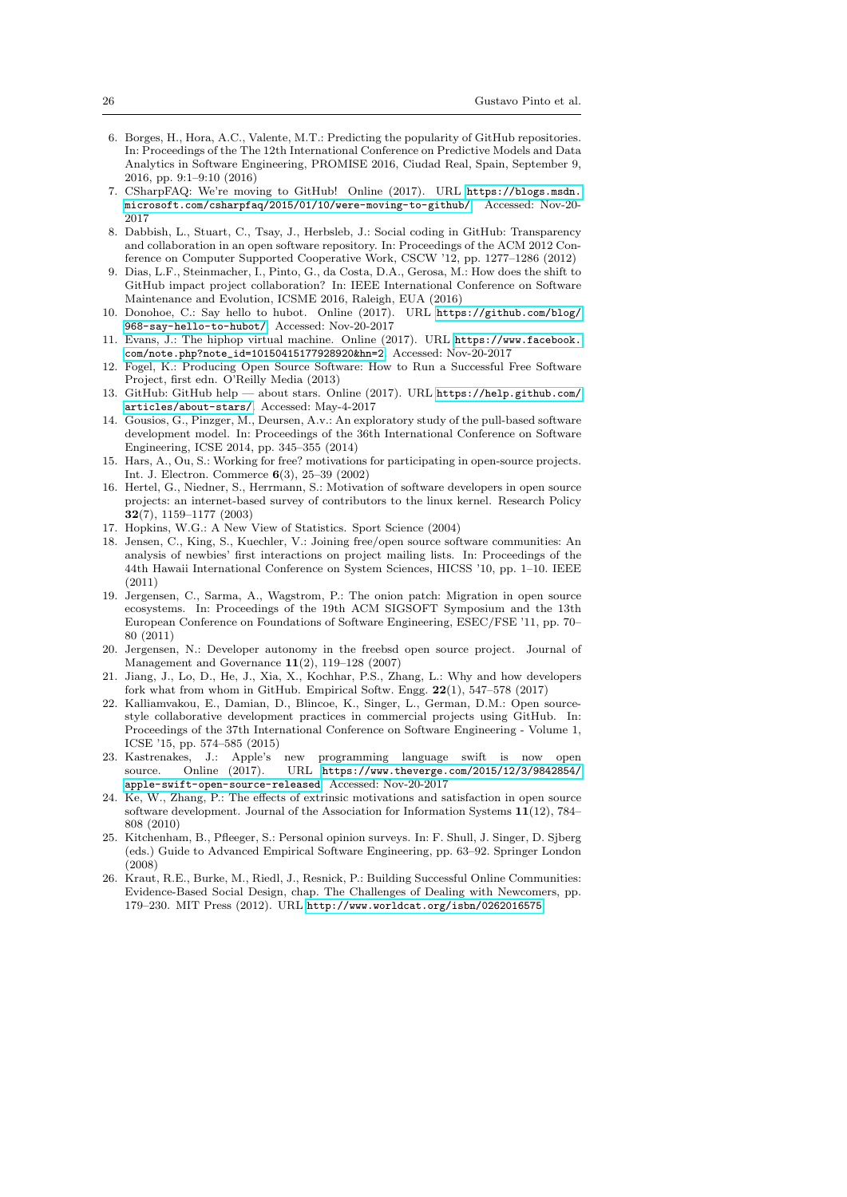6. Borges, H., Hora, A.C., Valente, M.T.: Predicting the popularity of GitHub repositories. In: Proceedings of the The 12th International Conference on Predictive Models and Data Analytics in Software Engineering, PROMISE 2016, Ciudad Real, Spain, September 9, 2016, pp. 9:1–9:10 (2016)
7. CSharpFAQ: We're moving to GitHub! Online (2017). URL https://blogs.msdn.microsoft.com/csharpfaq/2015/01/10/were-moving-to-github/. Accessed: Nov-20-2017
8. Dabbish, L., Stuart, C., Tsay, J., Herbsleb, J.: Social coding in GitHub: Transparency and collaboration in an open software repository. In: Proceedings of the ACM 2012 Conference on Computer Supported Cooperative Work, CSCW '12, pp. 1277–1286 (2012)
9. Dias, L.F., Steinmacher, I., Pinto, G., da Costa, D.A., Gerosa, M.: How does the shift to GitHub impact project collaboration? In: IEEE International Conference on Software Maintenance and Evolution, ICSME 2016, Raleigh, EUA (2016)
10. Donohoe, C.: Say hello to hubot. Online (2017). URL https://github.com/blog/968-say-hello-to-hubot/. Accessed: Nov-20-2017
11. Evans, J.: The hiphop virtual machine. Online (2017). URL https://www.facebook.com/note.php?note_id=10150415177928920&hn=2. Accessed: Nov-20-2017
12. Fogel, K.: Producing Open Source Software: How to Run a Successful Free Software Project, first edn. O'Reilly Media (2013)
13. GitHub: GitHub help — about stars. Online (2017). URL https://help.github.com/articles/about-stars/. Accessed: May-4-2017
14. Gousios, G., Pinzger, M., Deursen, A.v.: An exploratory study of the pull-based software development model. In: Proceedings of the 36th International Conference on Software Engineering, ICSE 2014, pp. 345–355 (2014)
15. Hars, A., Ou, S.: Working for free? motivations for participating in open-source projects. Int. J. Electron. Commerce **6**(3), 25–39 (2002)
16. Hertel, G., Niedner, S., Herrmann, S.: Motivation of software developers in open source projects: an internet-based survey of contributors to the linux kernel. Research Policy **32**(7), 1159–1177 (2003)
17. Hopkins, W.G.: A New View of Statistics. Sport Science (2004)
18. Jensen, C., King, S., Kuechler, V.: Joining free/open source software communities: An analysis of newbies' first interactions on project mailing lists. In: Proceedings of the 44th Hawaii International Conference on System Sciences, HICSS '10, pp. 1–10. IEEE (2011)
19. Jergensen, C., Sarma, A., Wagstrom, P.: The onion patch: Migration in open source ecosystems. In: Proceedings of the 19th ACM SIGSOFT Symposium and the 13th European Conference on Foundations of Software Engineering, ESEC/FSE '11, pp. 70–80 (2011)
20. Jergensen, N.: Developer autonomy in the freebsd open source project. Journal of Management and Governance **11**(2), 119–128 (2007)
21. Jiang, J., Lo, D., He, J., Xia, X., Kochhar, P.S., Zhang, L.: Why and how developers fork what from whom in GitHub. Empirical Softw. Engg. **22**(1), 547–578 (2017)
22. Kalliamvakou, E., Damian, D., Blincoe, K., Singer, L., German, D.M.: Open source-style collaborative development practices in commercial projects using GitHub. In: Proceedings of the 37th International Conference on Software Engineering - Volume 1, ICSE '15, pp. 574–585 (2015)
23. Kastrenakes, J.: Apple's new programming language swift is now open source. Online (2017). URL https://www.theverge.com/2015/12/3/9842854/apple-swift-open-source-released. Accessed: Nov-20-2017
24. Ke, W., Zhang, P.: The effects of extrinsic motivations and satisfaction in open source software development. Journal of the Association for Information Systems **11**(12), 784–808 (2010)
25. Kitchenham, B., Pfleeger, S.: Personal opinion surveys. In: F. Shull, J. Singer, D. Sjberg (eds.) Guide to Advanced Empirical Software Engineering, pp. 63–92. Springer London (2008)
26. Kraut, R.E., Burke, M., Riedl, J., Resnick, P.: Building Successful Online Communities: Evidence-Based Social Design, chap. The Challenges of Dealing with Newcomers, pp. 179–230. MIT Press (2012). URL http://www.worldcat.org/isbn/0262016575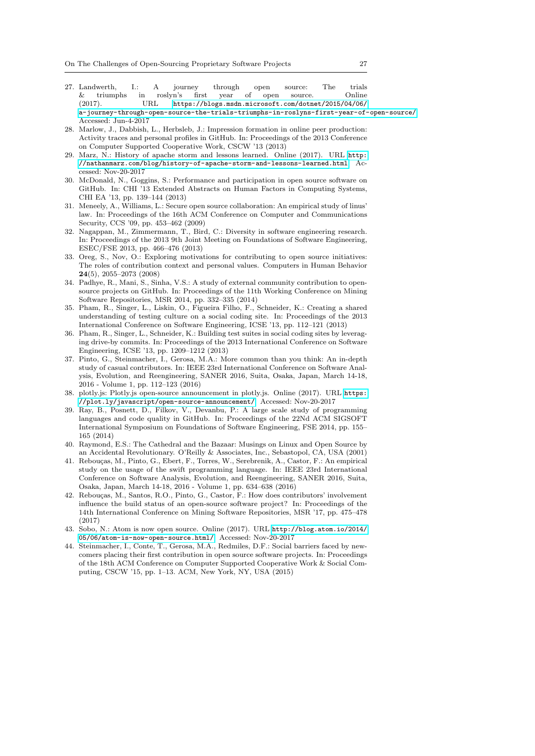27. Landwerth, I.: A journey through open source: The trials & triumphs in roslyn's first year of open source. Online (2017). URL https://blogs.msdn.microsoft.com/dotnet/2015/04/06/a-journey-through-open-source-the-trials-triumphs-in-roslyns-first-year-of-open-source/. Accessed: Jun-4-2017
28. Marlow, J., Dabbish, L., Herbsleb, J.: Impression formation in online peer production: Activity traces and personal profiles in GitHub. In: Proceedings of the 2013 Conference on Computer Supported Cooperative Work, CSCW '13 (2013)
29. Marz, N.: History of apache storm and lessons learned. Online (2017). URL http://nathanmarz.com/blog/history-of-apache-storm-and-lessons-learned.html. Accessed: Nov-20-2017
30. McDonald, N., Goggins, S.: Performance and participation in open source software on GitHub. In: CHI '13 Extended Abstracts on Human Factors in Computing Systems, CHI EA '13, pp. 139–144 (2013)
31. Meneely, A., Williams, L.: Secure open source collaboration: An empirical study of linus' law. In: Proceedings of the 16th ACM Conference on Computer and Communications Security, CCS '09, pp. 453–462 (2009)
32. Nagappan, M., Zimmermann, T., Bird, C.: Diversity in software engineering research. In: Proceedings of the 2013 9th Joint Meeting on Foundations of Software Engineering, ESEC/FSE 2013, pp. 466–476 (2013)
33. Oreg, S., Nov, O.: Exploring motivations for contributing to open source initiatives: The roles of contribution context and personal values. Computers in Human Behavior **24**(5), 2055–2073 (2008)
34. Padhye, R., Mani, S., Sinha, V.S.: A study of external community contribution to open-source projects on GitHub. In: Proceedings of the 11th Working Conference on Mining Software Repositories, MSR 2014, pp. 332–335 (2014)
35. Pham, R., Singer, L., Liskin, O., Figueira Filho, F., Schneider, K.: Creating a shared understanding of testing culture on a social coding site. In: Proceedings of the 2013 International Conference on Software Engineering, ICSE '13, pp. 112–121 (2013)
36. Pham, R., Singer, L., Schneider, K.: Building test suites in social coding sites by leveraging drive-by commits. In: Proceedings of the 2013 International Conference on Software Engineering, ICSE '13, pp. 1209–1212 (2013)
37. Pinto, G., Steinmacher, I., Gerosa, M.A.: More common than you think: An in-depth study of casual contributors. In: IEEE 23rd International Conference on Software Analysis, Evolution, and Reengineering, SANER 2016, Suita, Osaka, Japan, March 14-18, 2016 - Volume 1, pp. 112–123 (2016)
38. plotly.js: Plotly.js open-source announcement in plotly.js. Online (2017). URL https://plot.ly/javascript/open-source-announcement/. Accessed: Nov-20-2017
39. Ray, B., Posnett, D., Filkov, V., Devanbu, P.: A large scale study of programming languages and code quality in GitHub. In: Proceedings of the 22Nd ACM SIGSOFT International Symposium on Foundations of Software Engineering, FSE 2014, pp. 155–165 (2014)
40. Raymond, E.S.: The Cathedral and the Bazaar: Musings on Linux and Open Source by an Accidental Revolutionary. O'Reilly & Associates, Inc., Sebastopol, CA, USA (2001)
41. Rebouças, M., Pinto, G., Ebert, F., Torres, W., Serebrenik, A., Castor, F.: An empirical study on the usage of the swift programming language. In: IEEE 23rd International Conference on Software Analysis, Evolution, and Reengineering, SANER 2016, Suita, Osaka, Japan, March 14-18, 2016 - Volume 1, pp. 634–638 (2016)
42. Rebouças, M., Santos, R.O., Pinto, G., Castor, F.: How does contributors' involvement influence the build status of an open-source software project? In: Proceedings of the 14th International Conference on Mining Software Repositories, MSR '17, pp. 475–478 (2017)
43. Sobo, N.: Atom is now open source. Online (2017). URL http://blog.atom.io/2014/05/06/atom-is-now-open-source.html/. Accessed: Nov-20-2017
44. Steinmacher, I., Conte, T., Gerosa, M.A., Redmiles, D.F.: Social barriers faced by newcomers placing their first contribution in open source software projects. In: Proceedings of the 18th ACM Conference on Computer Supported Cooperative Work & Social Computing, CSCW '15, pp. 1–13. ACM, New York, NY, USA (2015)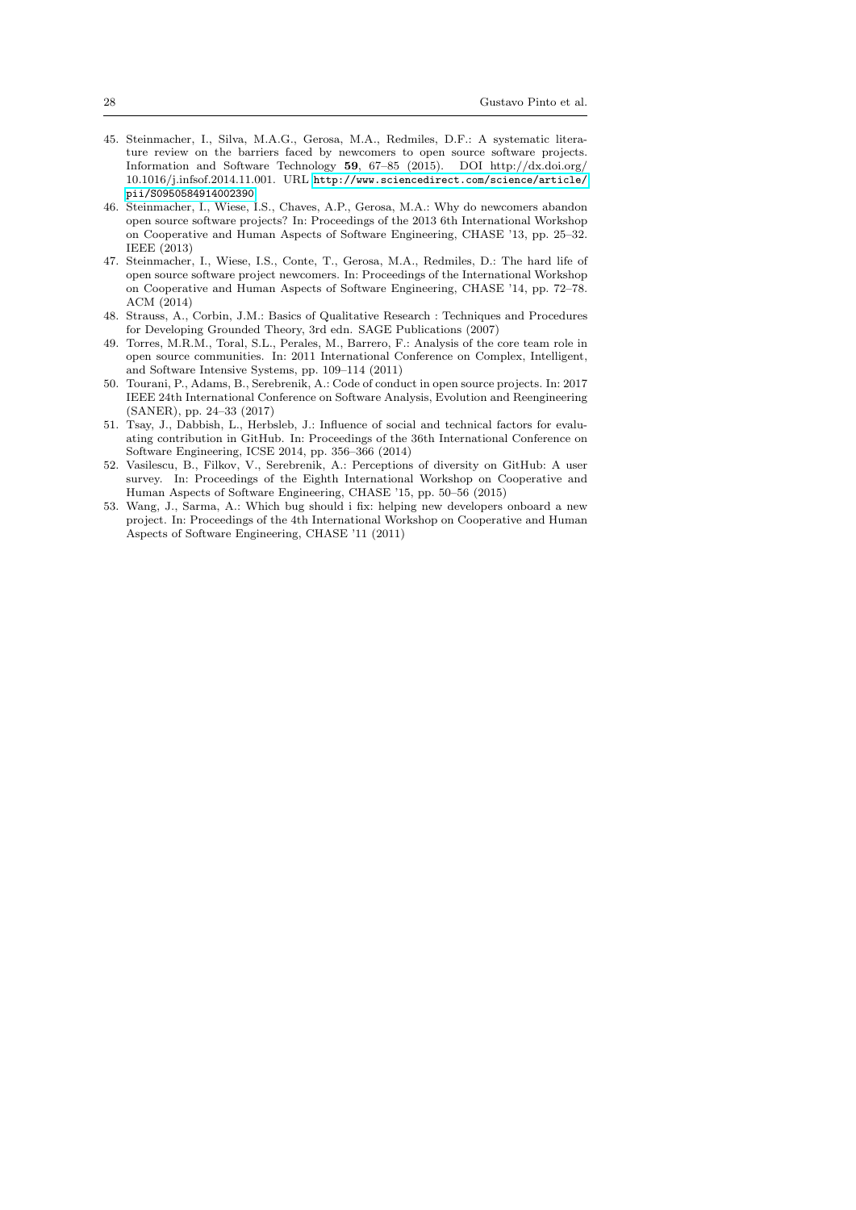45. Steinmacher, I., Silva, M.A.G., Gerosa, M.A., Redmiles, D.F.: A systematic literature review on the barriers faced by newcomers to open source software projects. Information and Software Technology **59**, 67–85 (2015). DOI http://dx.doi.org/10.1016/j.infsof.2014.11.001. URL http://www.sciencedirect.com/science/article/pii/S0950584914002390
46. Steinmacher, I., Wiese, I.S., Chaves, A.P., Gerosa, M.A.: Why do newcomers abandon open source software projects? In: Proceedings of the 2013 6th International Workshop on Cooperative and Human Aspects of Software Engineering, CHASE '13, pp. 25–32. IEEE (2013)
47. Steinmacher, I., Wiese, I.S., Conte, T., Gerosa, M.A., Redmiles, D.: The hard life of open source software project newcomers. In: Proceedings of the International Workshop on Cooperative and Human Aspects of Software Engineering, CHASE '14, pp. 72–78. ACM (2014)
48. Strauss, A., Corbin, J.M.: Basics of Qualitative Research : Techniques and Procedures for Developing Grounded Theory, 3rd edn. SAGE Publications (2007)
49. Torres, M.R.M., Toral, S.L., Perales, M., Barrero, F.: Analysis of the core team role in open source communities. In: 2011 International Conference on Complex, Intelligent, and Software Intensive Systems, pp. 109–114 (2011)
50. Tourani, P., Adams, B., Serebrenik, A.: Code of conduct in open source projects. In: 2017 IEEE 24th International Conference on Software Analysis, Evolution and Reengineering (SANER), pp. 24–33 (2017)
51. Tsay, J., Dabbish, L., Herbsleb, J.: Influence of social and technical factors for evaluating contribution in GitHub. In: Proceedings of the 36th International Conference on Software Engineering, ICSE 2014, pp. 356–366 (2014)
52. Vasilescu, B., Filkov, V., Serebrenik, A.: Perceptions of diversity on GitHub: A user survey. In: Proceedings of the Eighth International Workshop on Cooperative and Human Aspects of Software Engineering, CHASE '15, pp. 50–56 (2015)
53. Wang, J., Sarma, A.: Which bug should i fix: helping new developers onboard a new project. In: Proceedings of the 4th International Workshop on Cooperative and Human Aspects of Software Engineering, CHASE '11 (2011)